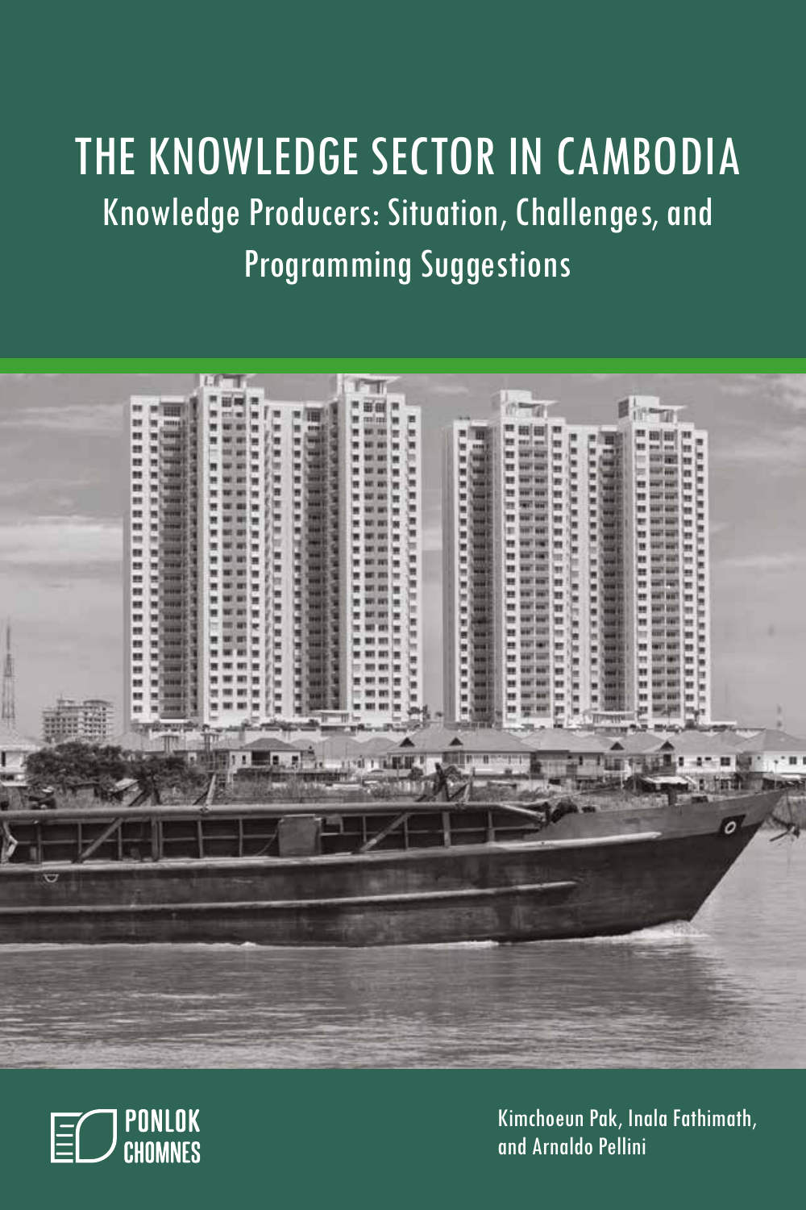# THE KNOWLEDGE SECTOR IN CAMBODIA

## Knowledge Producers: Situation, Challenges, and Programming Suggestions

PONLOK CHOMNES

Kimchoeun Pak, Inala Fathimath, and Arnaldo Pellini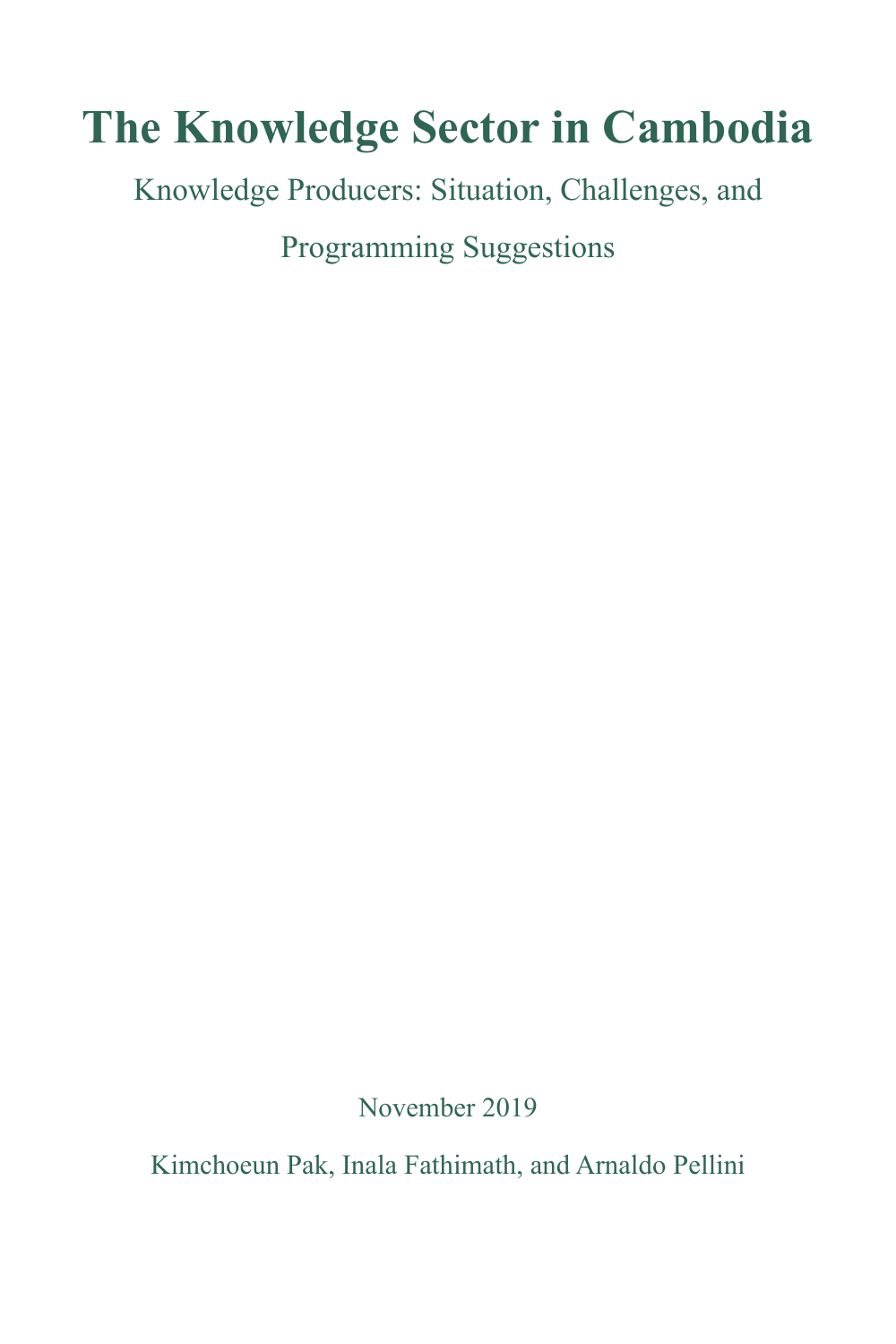# The Knowledge Sector in Cambodia

Knowledge Producers: Situation, Challenges, and Programming Suggestions

November 2019

Kimchoeun Pak, Inala Fathimath, and Arnaldo Pellini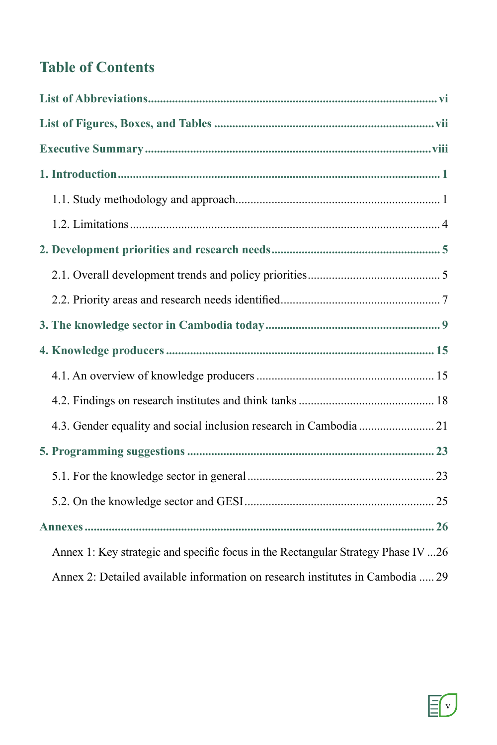# Table of Contents

**List of Abbreviations** ..... vi

**List of Figures, Boxes, and Tables** ..... vii

**Executive Summary** ..... viii

**1. Introduction** ..... 1

- 1.1. Study methodology and approach ..... 1
- 1.2. Limitations ..... 4

**2. Development priorities and research needs** ..... 5

- 2.1. Overall development trends and policy priorities ..... 5
- 2.2. Priority areas and research needs identified ..... 7

**3. The knowledge sector in Cambodia today** ..... 9

**4. Knowledge producers** ..... 15

- 4.1. An overview of knowledge producers ..... 15
- 4.2. Findings on research institutes and think tanks ..... 18
- 4.3. Gender equality and social inclusion research in Cambodia ..... 21

**5. Programming suggestions** ..... 23

- 5.1. For the knowledge sector in general ..... 23
- 5.2. On the knowledge sector and GESI ..... 25

**Annexes** ..... 26

- Annex 1: Key strategic and specific focus in the Rectangular Strategy Phase IV ..... 26
- Annex 2: Detailed available information on research institutes in Cambodia ..... 29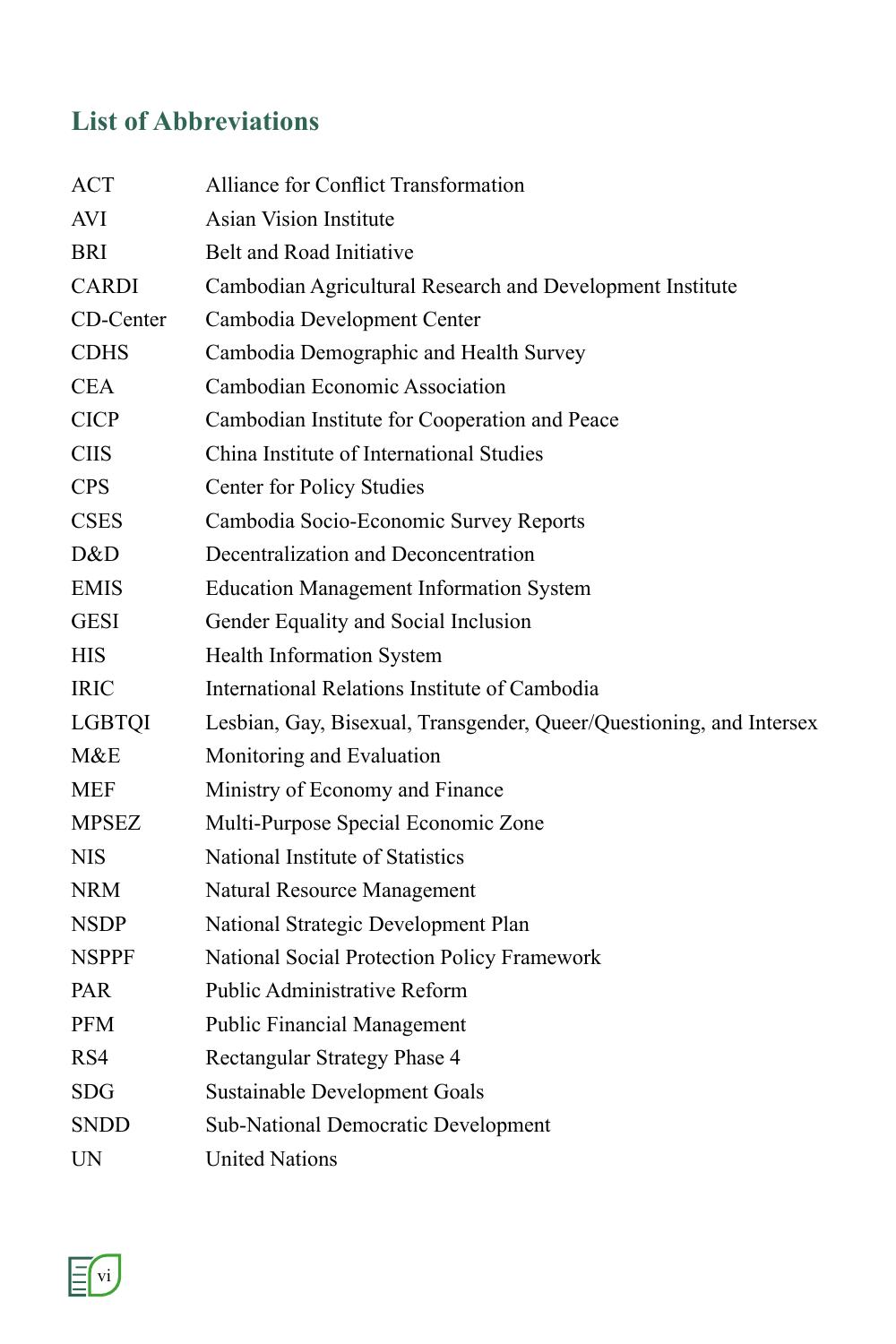## List of Abbreviations

| | |
|---|---|
| ACT | Alliance for Conflict Transformation |
| AVI | Asian Vision Institute |
| BRI | Belt and Road Initiative |
| CARDI | Cambodian Agricultural Research and Development Institute |
| CD-Center | Cambodia Development Center |
| CDHS | Cambodia Demographic and Health Survey |
| CEA | Cambodian Economic Association |
| CICP | Cambodian Institute for Cooperation and Peace |
| CIIS | China Institute of International Studies |
| CPS | Center for Policy Studies |
| CSES | Cambodia Socio-Economic Survey Reports |
| D&D | Decentralization and Deconcentration |
| EMIS | Education Management Information System |
| GESI | Gender Equality and Social Inclusion |
| HIS | Health Information System |
| IRIC | International Relations Institute of Cambodia |
| LGBTQI | Lesbian, Gay, Bisexual, Transgender, Queer/Questioning, and Intersex |
| M&E | Monitoring and Evaluation |
| MEF | Ministry of Economy and Finance |
| MPSEZ | Multi-Purpose Special Economic Zone |
| NIS | National Institute of Statistics |
| NRM | Natural Resource Management |
| NSDP | National Strategic Development Plan |
| NSPPF | National Social Protection Policy Framework |
| PAR | Public Administrative Reform |
| PFM | Public Financial Management |
| RS4 | Rectangular Strategy Phase 4 |
| SDG | Sustainable Development Goals |
| SNDD | Sub-National Democratic Development |
| UN | United Nations |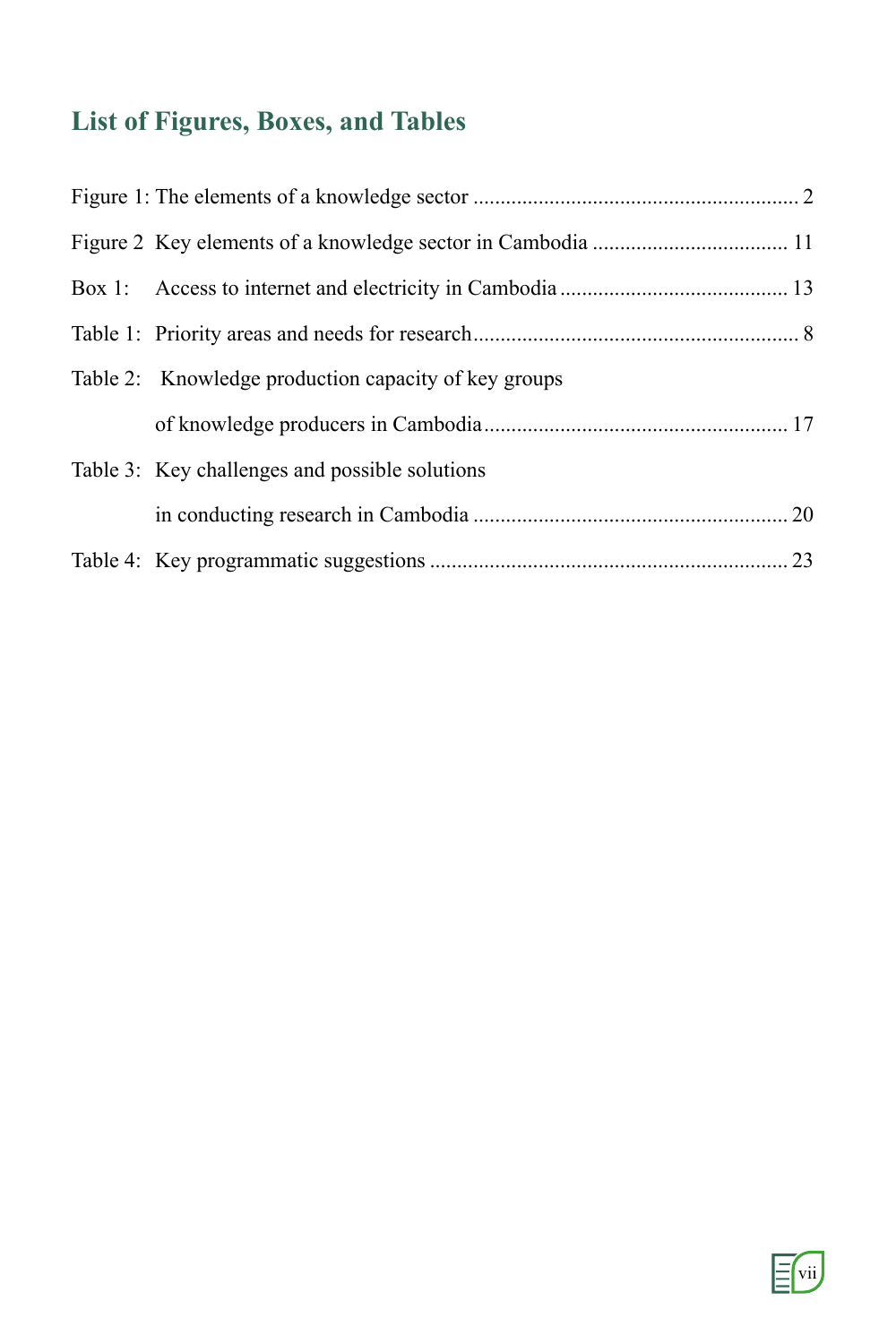## List of Figures, Boxes, and Tables

Figure 1: The elements of a knowledge sector ........................................................... 2

Figure 2 Key elements of a knowledge sector in Cambodia ................................... 11

Box 1: Access to internet and electricity in Cambodia .......................................... 13

Table 1: Priority areas and needs for research........................................................... 8

Table 2: Knowledge production capacity of key groups of knowledge producers in Cambodia....................................................... 17

Table 3: Key challenges and possible solutions in conducting research in Cambodia ......................................................... 20

Table 4: Key programmatic suggestions ................................................................. 23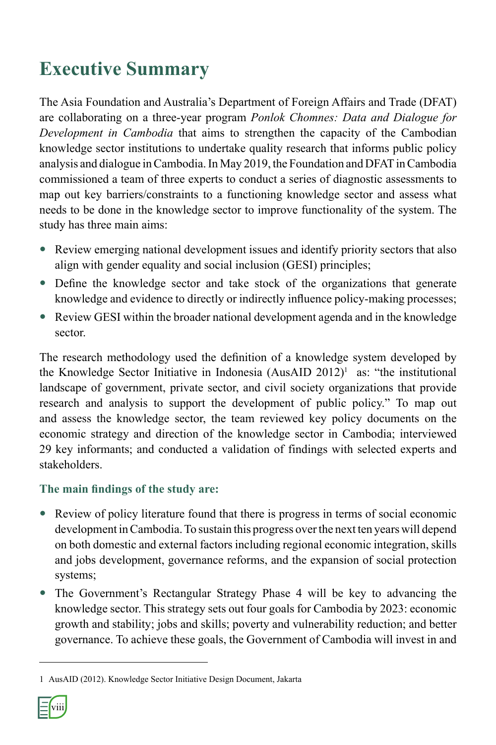# Executive Summary

The Asia Foundation and Australia's Department of Foreign Affairs and Trade (DFAT) are collaborating on a three-year program *Ponlok Chomnes: Data and Dialogue for Development in Cambodia* that aims to strengthen the capacity of the Cambodian knowledge sector institutions to undertake quality research that informs public policy analysis and dialogue in Cambodia. In May 2019, the Foundation and DFAT in Cambodia commissioned a team of three experts to conduct a series of diagnostic assessments to map out key barriers/constraints to a functioning knowledge sector and assess what needs to be done in the knowledge sector to improve functionality of the system. The study has three main aims:

- Review emerging national development issues and identify priority sectors that also align with gender equality and social inclusion (GESI) principles;
- Define the knowledge sector and take stock of the organizations that generate knowledge and evidence to directly or indirectly influence policy-making processes;
- Review GESI within the broader national development agenda and in the knowledge sector.

The research methodology used the definition of a knowledge system developed by the Knowledge Sector Initiative in Indonesia (AusAID 2012)[1] as: "the institutional landscape of government, private sector, and civil society organizations that provide research and analysis to support the development of public policy." To map out and assess the knowledge sector, the team reviewed key policy documents on the economic strategy and direction of the knowledge sector in Cambodia; interviewed 29 key informants; and conducted a validation of findings with selected experts and stakeholders.

### The main findings of the study are:

- Review of policy literature found that there is progress in terms of social economic development in Cambodia. To sustain this progress over the next ten years will depend on both domestic and external factors including regional economic integration, skills and jobs development, governance reforms, and the expansion of social protection systems;
- The Government's Rectangular Strategy Phase 4 will be key to advancing the knowledge sector. This strategy sets out four goals for Cambodia by 2023: economic growth and stability; jobs and skills; poverty and vulnerability reduction; and better governance. To achieve these goals, the Government of Cambodia will invest in and

1 AusAID (2012). Knowledge Sector Initiative Design Document, Jakarta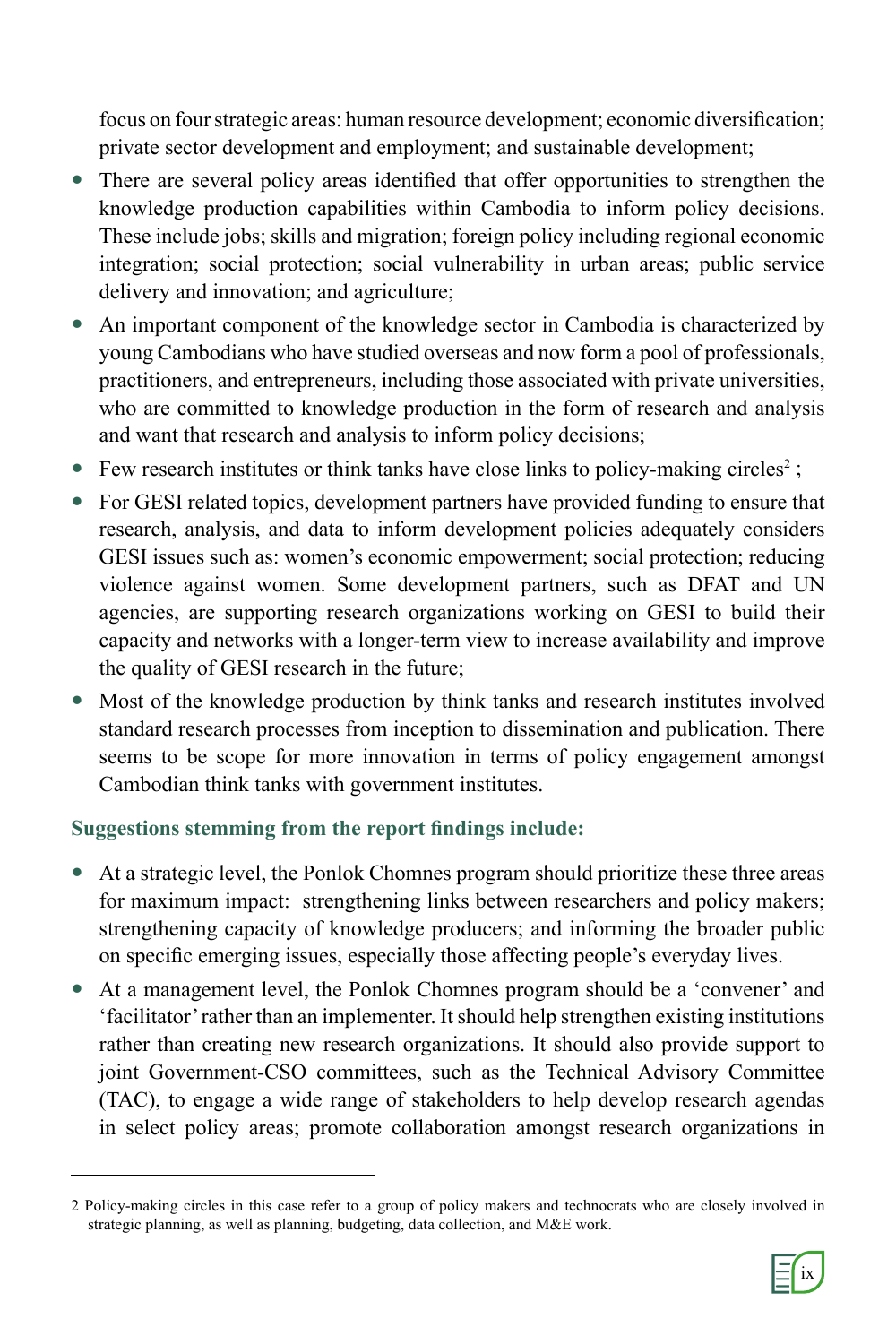focus on four strategic areas: human resource development; economic diversification; private sector development and employment; and sustainable development;

- There are several policy areas identified that offer opportunities to strengthen the knowledge production capabilities within Cambodia to inform policy decisions. These include jobs; skills and migration; foreign policy including regional economic integration; social protection; social vulnerability in urban areas; public service delivery and innovation; and agriculture;
- An important component of the knowledge sector in Cambodia is characterized by young Cambodians who have studied overseas and now form a pool of professionals, practitioners, and entrepreneurs, including those associated with private universities, who are committed to knowledge production in the form of research and analysis and want that research and analysis to inform policy decisions;
- Few research institutes or think tanks have close links to policy-making circles[2] ;
- For GESI related topics, development partners have provided funding to ensure that research, analysis, and data to inform development policies adequately considers GESI issues such as: women's economic empowerment; social protection; reducing violence against women. Some development partners, such as DFAT and UN agencies, are supporting research organizations working on GESI to build their capacity and networks with a longer-term view to increase availability and improve the quality of GESI research in the future;
- Most of the knowledge production by think tanks and research institutes involved standard research processes from inception to dissemination and publication. There seems to be scope for more innovation in terms of policy engagement amongst Cambodian think tanks with government institutes.

**Suggestions stemming from the report findings include:**

- At a strategic level, the Ponlok Chomnes program should prioritize these three areas for maximum impact: strengthening links between researchers and policy makers; strengthening capacity of knowledge producers; and informing the broader public on specific emerging issues, especially those affecting people's everyday lives.
- At a management level, the Ponlok Chomnes program should be a 'convener' and 'facilitator' rather than an implementer. It should help strengthen existing institutions rather than creating new research organizations. It should also provide support to joint Government-CSO committees, such as the Technical Advisory Committee (TAC), to engage a wide range of stakeholders to help develop research agendas in select policy areas; promote collaboration amongst research organizations in

---

2 Policy-making circles in this case refer to a group of policy makers and technocrats who are closely involved in strategic planning, as well as planning, budgeting, data collection, and M&E work.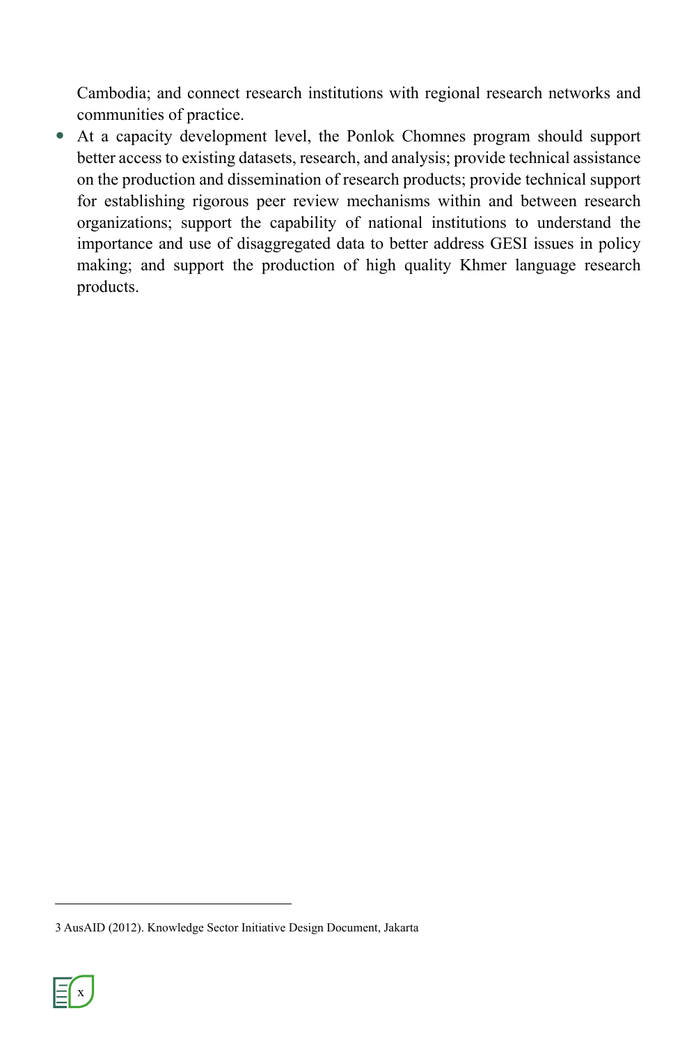Cambodia; and connect research institutions with regional research networks and communities of practice.

- At a capacity development level, the Ponlok Chomnes program should support better access to existing datasets, research, and analysis; provide technical assistance on the production and dissemination of research products; provide technical support for establishing rigorous peer review mechanisms within and between research organizations; support the capability of national institutions to understand the importance and use of disaggregated data to better address GESI issues in policy making; and support the production of high quality Khmer language research products.

---

3 AusAID (2012). Knowledge Sector Initiative Design Document, Jakarta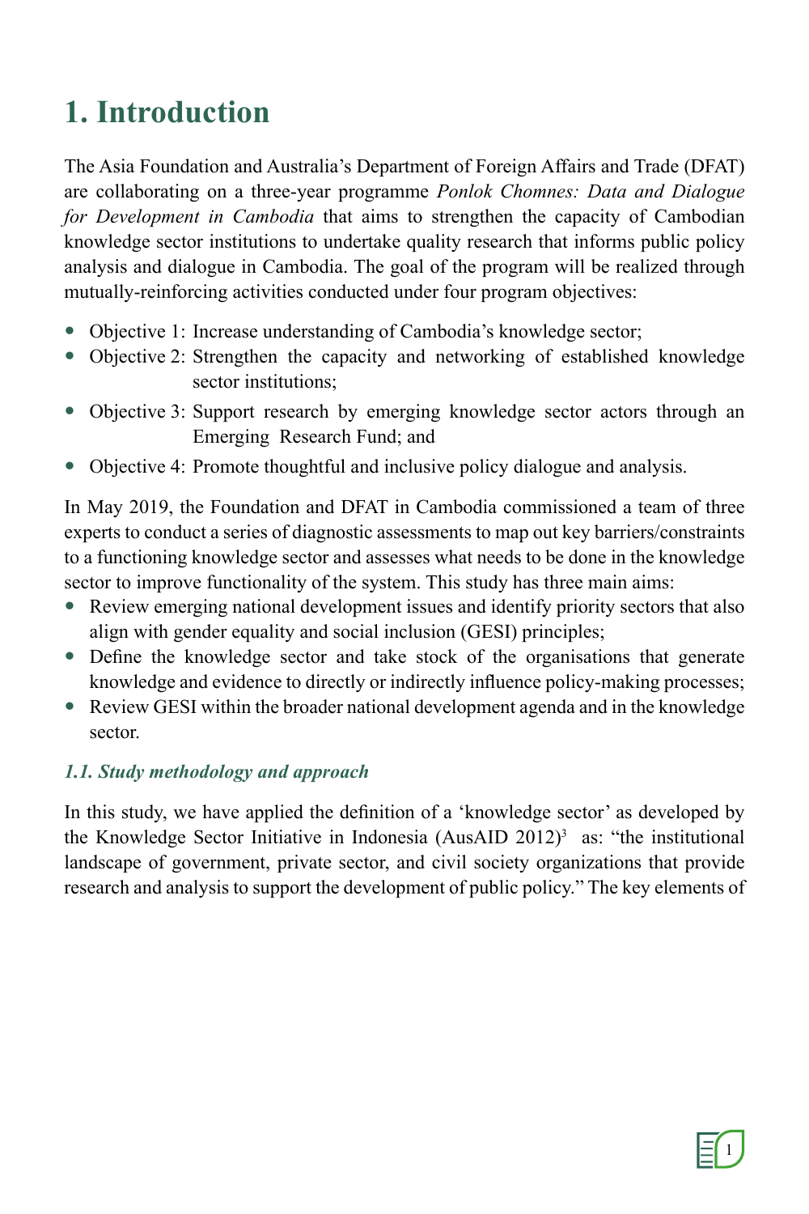# 1. Introduction

The Asia Foundation and Australia's Department of Foreign Affairs and Trade (DFAT) are collaborating on a three-year programme *Ponlok Chomnes: Data and Dialogue for Development in Cambodia* that aims to strengthen the capacity of Cambodian knowledge sector institutions to undertake quality research that informs public policy analysis and dialogue in Cambodia. The goal of the program will be realized through mutually-reinforcing activities conducted under four program objectives:

- Objective 1: Increase understanding of Cambodia's knowledge sector;
- Objective 2: Strengthen the capacity and networking of established knowledge sector institutions;
- Objective 3: Support research by emerging knowledge sector actors through an Emerging Research Fund; and
- Objective 4: Promote thoughtful and inclusive policy dialogue and analysis.

In May 2019, the Foundation and DFAT in Cambodia commissioned a team of three experts to conduct a series of diagnostic assessments to map out key barriers/constraints to a functioning knowledge sector and assesses what needs to be done in the knowledge sector to improve functionality of the system. This study has three main aims:

- Review emerging national development issues and identify priority sectors that also align with gender equality and social inclusion (GESI) principles;
- Define the knowledge sector and take stock of the organisations that generate knowledge and evidence to directly or indirectly influence policy-making processes;
- Review GESI within the broader national development agenda and in the knowledge sector.

## *1.1. Study methodology and approach*

In this study, we have applied the definition of a 'knowledge sector' as developed by the Knowledge Sector Initiative in Indonesia (AusAID 2012)[3] as: "the institutional landscape of government, private sector, and civil society organizations that provide research and analysis to support the development of public policy." The key elements of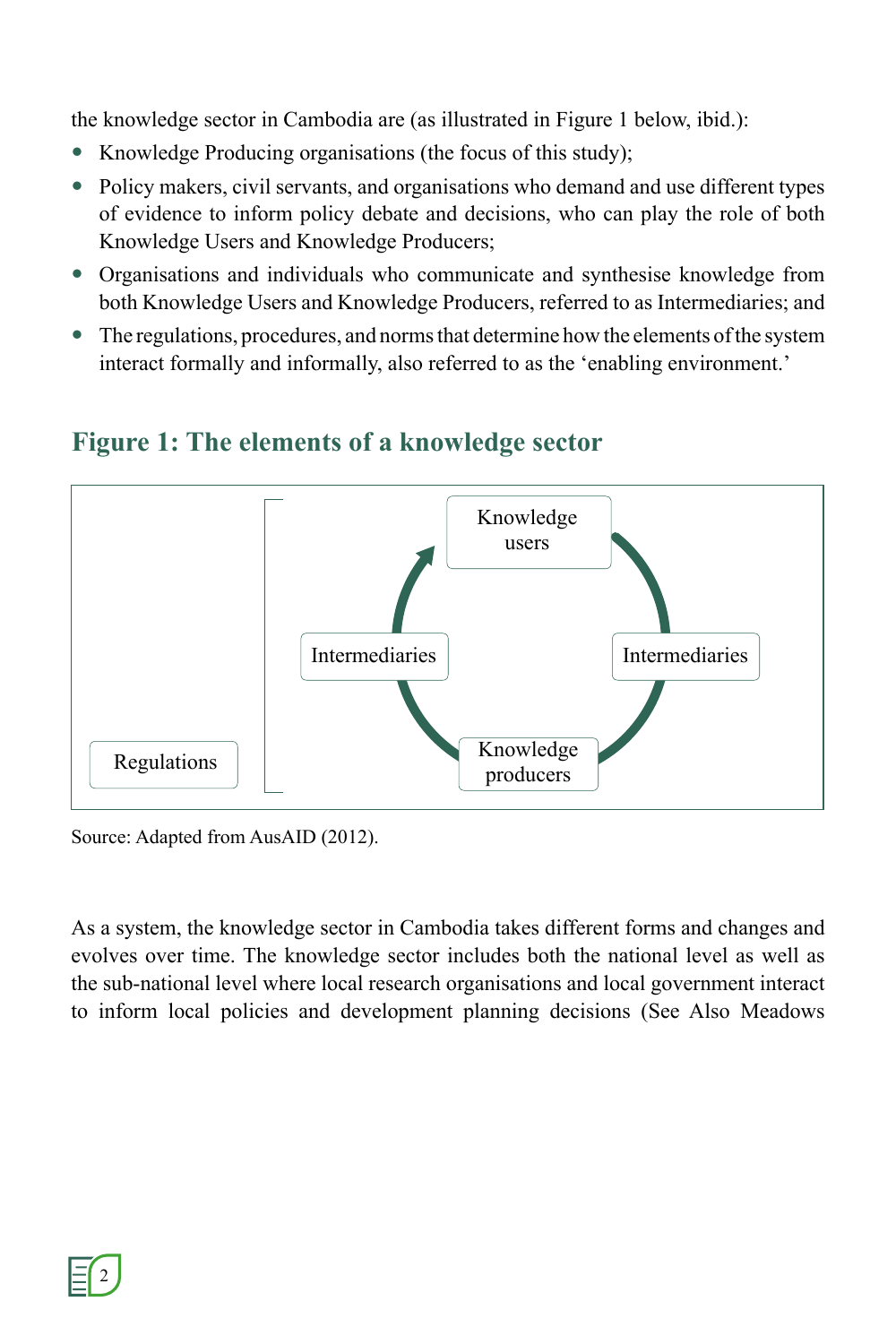the knowledge sector in Cambodia are (as illustrated in Figure 1 below, ibid.):

- Knowledge Producing organisations (the focus of this study);
- Policy makers, civil servants, and organisations who demand and use different types of evidence to inform policy debate and decisions, who can play the role of both Knowledge Users and Knowledge Producers;
- Organisations and individuals who communicate and synthesise knowledge from both Knowledge Users and Knowledge Producers, referred to as Intermediaries; and
- The regulations, procedures, and norms that determine how the elements of the system interact formally and informally, also referred to as the 'enabling environment.'

## Figure 1: The elements of a knowledge sector

Knowledge users

Intermediaries

Intermediaries

Knowledge producers

Regulations

Source: Adapted from AusAID (2012).

As a system, the knowledge sector in Cambodia takes different forms and changes and evolves over time. The knowledge sector includes both the national level as well as the sub-national level where local research organisations and local government interact to inform local policies and development planning decisions (See Also Meadows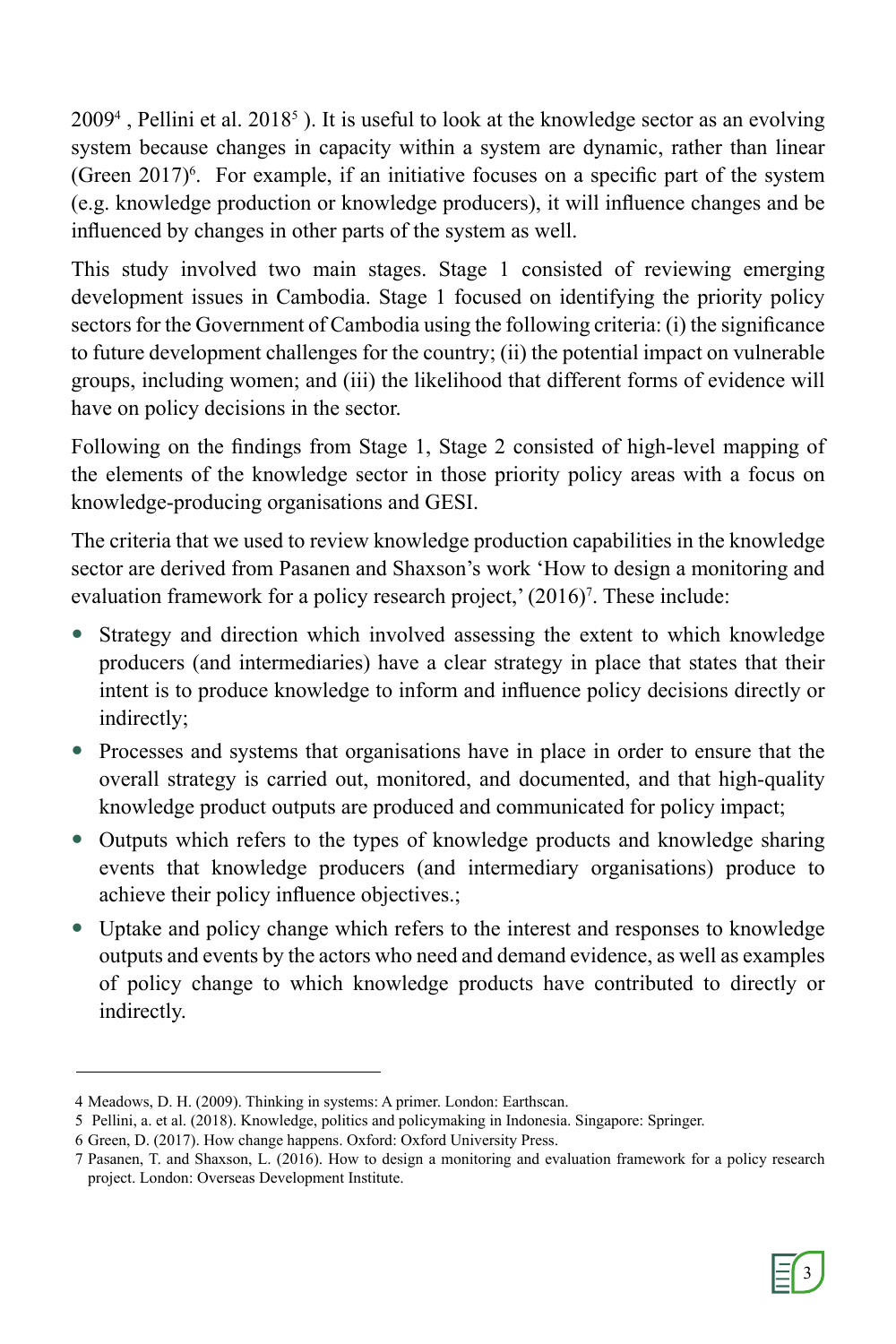2009[4] , Pellini et al. 2018[5] ). It is useful to look at the knowledge sector as an evolving system because changes in capacity within a system are dynamic, rather than linear (Green 2017)[6]. For example, if an initiative focuses on a specific part of the system (e.g. knowledge production or knowledge producers), it will influence changes and be influenced by changes in other parts of the system as well.

This study involved two main stages. Stage 1 consisted of reviewing emerging development issues in Cambodia. Stage 1 focused on identifying the priority policy sectors for the Government of Cambodia using the following criteria: (i) the significance to future development challenges for the country; (ii) the potential impact on vulnerable groups, including women; and (iii) the likelihood that different forms of evidence will have on policy decisions in the sector.

Following on the findings from Stage 1, Stage 2 consisted of high-level mapping of the elements of the knowledge sector in those priority policy areas with a focus on knowledge-producing organisations and GESI.

The criteria that we used to review knowledge production capabilities in the knowledge sector are derived from Pasanen and Shaxson's work 'How to design a monitoring and evaluation framework for a policy research project,' (2016)[7]. These include:

- Strategy and direction which involved assessing the extent to which knowledge producers (and intermediaries) have a clear strategy in place that states that their intent is to produce knowledge to inform and influence policy decisions directly or indirectly;
- Processes and systems that organisations have in place in order to ensure that the overall strategy is carried out, monitored, and documented, and that high-quality knowledge product outputs are produced and communicated for policy impact;
- Outputs which refers to the types of knowledge products and knowledge sharing events that knowledge producers (and intermediary organisations) produce to achieve their policy influence objectives.;
- Uptake and policy change which refers to the interest and responses to knowledge outputs and events by the actors who need and demand evidence, as well as examples of policy change to which knowledge products have contributed to directly or indirectly.

---

4 Meadows, D. H. (2009). Thinking in systems: A primer. London: Earthscan.

5 Pellini, a. et al. (2018). Knowledge, politics and policymaking in Indonesia. Singapore: Springer.

6 Green, D. (2017). How change happens. Oxford: Oxford University Press.

7 Pasanen, T. and Shaxson, L. (2016). How to design a monitoring and evaluation framework for a policy research project. London: Overseas Development Institute.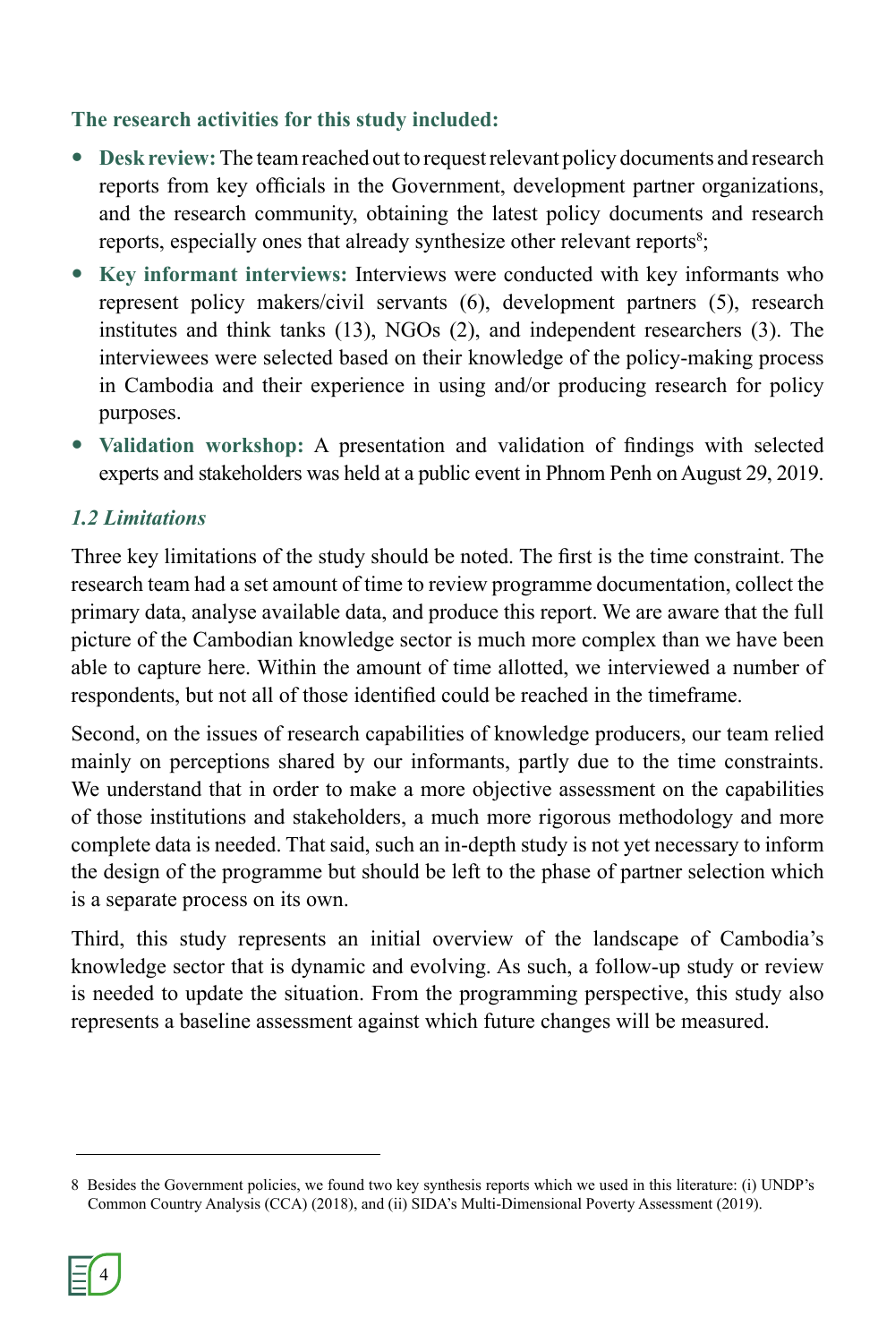**The research activities for this study included:**

- **Desk review:** The team reached out to request relevant policy documents and research reports from key officials in the Government, development partner organizations, and the research community, obtaining the latest policy documents and research reports, especially ones that already synthesize other relevant reports[8];
- **Key informant interviews:** Interviews were conducted with key informants who represent policy makers/civil servants (6), development partners (5), research institutes and think tanks (13), NGOs (2), and independent researchers (3). The interviewees were selected based on their knowledge of the policy-making process in Cambodia and their experience in using and/or producing research for policy purposes.
- **Validation workshop:** A presentation and validation of findings with selected experts and stakeholders was held at a public event in Phnom Penh on August 29, 2019.

### *1.2 Limitations*

Three key limitations of the study should be noted. The first is the time constraint. The research team had a set amount of time to review programme documentation, collect the primary data, analyse available data, and produce this report. We are aware that the full picture of the Cambodian knowledge sector is much more complex than we have been able to capture here. Within the amount of time allotted, we interviewed a number of respondents, but not all of those identified could be reached in the timeframe.

Second, on the issues of research capabilities of knowledge producers, our team relied mainly on perceptions shared by our informants, partly due to the time constraints. We understand that in order to make a more objective assessment on the capabilities of those institutions and stakeholders, a much more rigorous methodology and more complete data is needed. That said, such an in-depth study is not yet necessary to inform the design of the programme but should be left to the phase of partner selection which is a separate process on its own.

Third, this study represents an initial overview of the landscape of Cambodia's knowledge sector that is dynamic and evolving. As such, a follow-up study or review is needed to update the situation. From the programming perspective, this study also represents a baseline assessment against which future changes will be measured.

---

8 Besides the Government policies, we found two key synthesis reports which we used in this literature: (i) UNDP's Common Country Analysis (CCA) (2018), and (ii) SIDA's Multi-Dimensional Poverty Assessment (2019).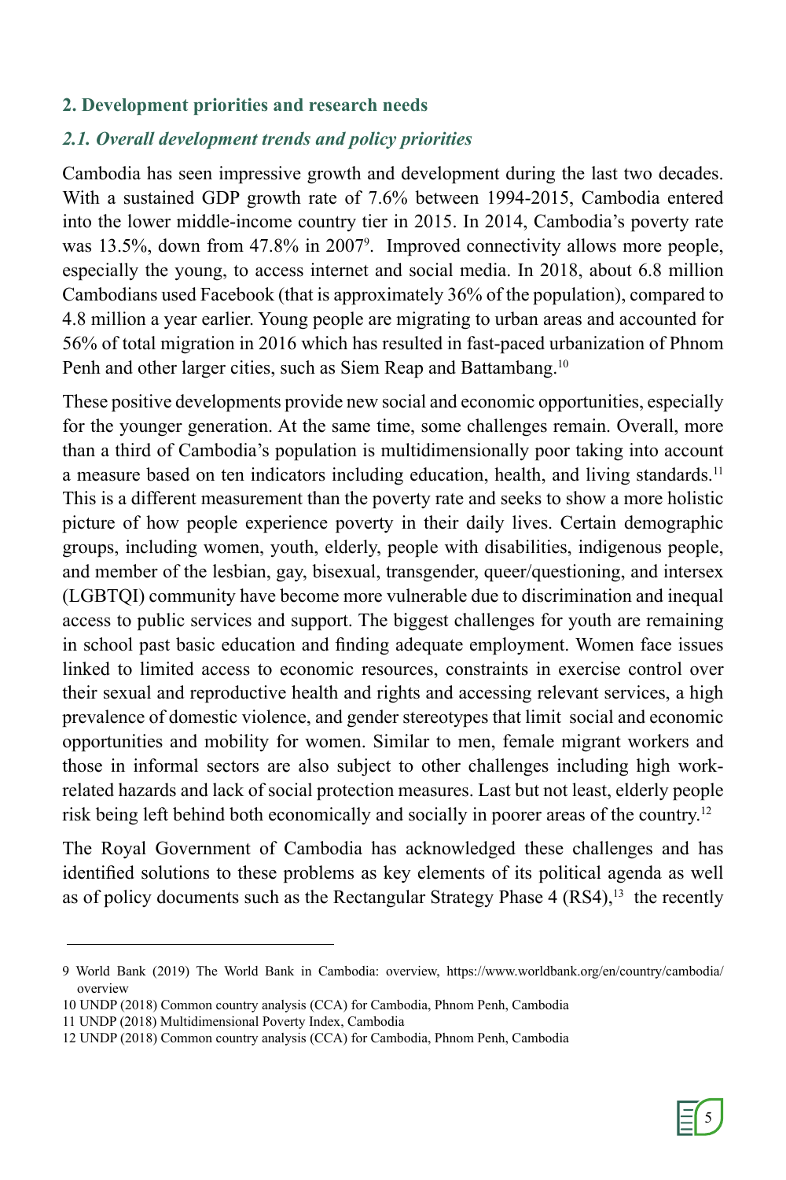## 2. Development priorities and research needs

### *2.1. Overall development trends and policy priorities*

Cambodia has seen impressive growth and development during the last two decades. With a sustained GDP growth rate of 7.6% between 1994-2015, Cambodia entered into the lower middle-income country tier in 2015. In 2014, Cambodia's poverty rate was 13.5%, down from 47.8% in 2007[9]. Improved connectivity allows more people, especially the young, to access internet and social media. In 2018, about 6.8 million Cambodians used Facebook (that is approximately 36% of the population), compared to 4.8 million a year earlier. Young people are migrating to urban areas and accounted for 56% of total migration in 2016 which has resulted in fast-paced urbanization of Phnom Penh and other larger cities, such as Siem Reap and Battambang.[10]

These positive developments provide new social and economic opportunities, especially for the younger generation. At the same time, some challenges remain. Overall, more than a third of Cambodia's population is multidimensionally poor taking into account a measure based on ten indicators including education, health, and living standards.[11] This is a different measurement than the poverty rate and seeks to show a more holistic picture of how people experience poverty in their daily lives. Certain demographic groups, including women, youth, elderly, people with disabilities, indigenous people, and member of the lesbian, gay, bisexual, transgender, queer/questioning, and intersex (LGBTQI) community have become more vulnerable due to discrimination and inequal access to public services and support. The biggest challenges for youth are remaining in school past basic education and finding adequate employment. Women face issues linked to limited access to economic resources, constraints in exercise control over their sexual and reproductive health and rights and accessing relevant services, a high prevalence of domestic violence, and gender stereotypes that limit social and economic opportunities and mobility for women. Similar to men, female migrant workers and those in informal sectors are also subject to other challenges including high work-related hazards and lack of social protection measures. Last but not least, elderly people risk being left behind both economically and socially in poorer areas of the country.[12]

The Royal Government of Cambodia has acknowledged these challenges and has identified solutions to these problems as key elements of its political agenda as well as of policy documents such as the Rectangular Strategy Phase 4 (RS4),[13] the recently

---

9 World Bank (2019) The World Bank in Cambodia: overview, https://www.worldbank.org/en/country/cambodia/overview

10 UNDP (2018) Common country analysis (CCA) for Cambodia, Phnom Penh, Cambodia

11 UNDP (2018) Multidimensional Poverty Index, Cambodia

12 UNDP (2018) Common country analysis (CCA) for Cambodia, Phnom Penh, Cambodia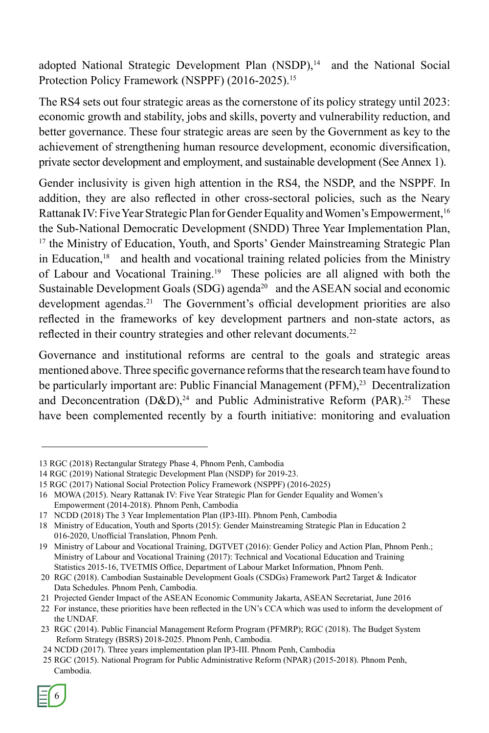adopted National Strategic Development Plan (NSDP),[14] and the National Social Protection Policy Framework (NSPPF) (2016-2025).[15]

The RS4 sets out four strategic areas as the cornerstone of its policy strategy until 2023: economic growth and stability, jobs and skills, poverty and vulnerability reduction, and better governance. These four strategic areas are seen by the Government as key to the achievement of strengthening human resource development, economic diversification, private sector development and employment, and sustainable development (See Annex 1).

Gender inclusivity is given high attention in the RS4, the NSDP, and the NSPPF. In addition, they are also reflected in other cross-sectoral policies, such as the Neary Rattanak IV: Five Year Strategic Plan for Gender Equality and Women's Empowerment,[16] the Sub-National Democratic Development (SNDD) Three Year Implementation Plan,[17] the Ministry of Education, Youth, and Sports' Gender Mainstreaming Strategic Plan in Education,[18] and health and vocational training related policies from the Ministry of Labour and Vocational Training.[19] These policies are all aligned with both the Sustainable Development Goals (SDG) agenda[20] and the ASEAN social and economic development agendas.[21] The Government's official development priorities are also reflected in the frameworks of key development partners and non-state actors, as reflected in their country strategies and other relevant documents.[22]

Governance and institutional reforms are central to the goals and strategic areas mentioned above. Three specific governance reforms that the research team have found to be particularly important are: Public Financial Management (PFM),[23] Decentralization and Deconcentration (D&D),[24] and Public Administrative Reform (PAR).[25] These have been complemented recently by a fourth initiative: monitoring and evaluation

---

13 RGC (2018) Rectangular Strategy Phase 4, Phnom Penh, Cambodia

14 RGC (2019) National Strategic Development Plan (NSDP) for 2019-23.

15 RGC (2017) National Social Protection Policy Framework (NSPPF) (2016-2025)

16 MOWA (2015). Neary Rattanak IV: Five Year Strategic Plan for Gender Equality and Women's Empowerment (2014-2018). Phnom Penh, Cambodia

17 NCDD (2018) The 3 Year Implementation Plan (IP3-III). Phnom Penh, Cambodia

18 Ministry of Education, Youth and Sports (2015): Gender Mainstreaming Strategic Plan in Education 2 016-2020, Unofficial Translation, Phnom Penh.

19 Ministry of Labour and Vocational Training, DGTVET (2016): Gender Policy and Action Plan, Phnom Penh.; Ministry of Labour and Vocational Training (2017): Technical and Vocational Education and Training Statistics 2015-16, TVETMIS Office, Department of Labour Market Information, Phnom Penh.

20 RGC (2018). Cambodian Sustainable Development Goals (CSDGs) Framework Part2 Target & Indicator Data Schedules. Phnom Penh, Cambodia.

21 Projected Gender Impact of the ASEAN Economic Community Jakarta, ASEAN Secretariat, June 2016

22 For instance, these priorities have been reflected in the UN's CCA which was used to inform the development of the UNDAF.

23 RGC (2014). Public Financial Management Reform Program (PFMRP); RGC (2018). The Budget System Reform Strategy (BSRS) 2018-2025. Phnom Penh, Cambodia.

24 NCDD (2017). Three years implementation plan IP3-III. Phnom Penh, Cambodia

25 RGC (2015). National Program for Public Administrative Reform (NPAR) (2015-2018). Phnom Penh, Cambodia.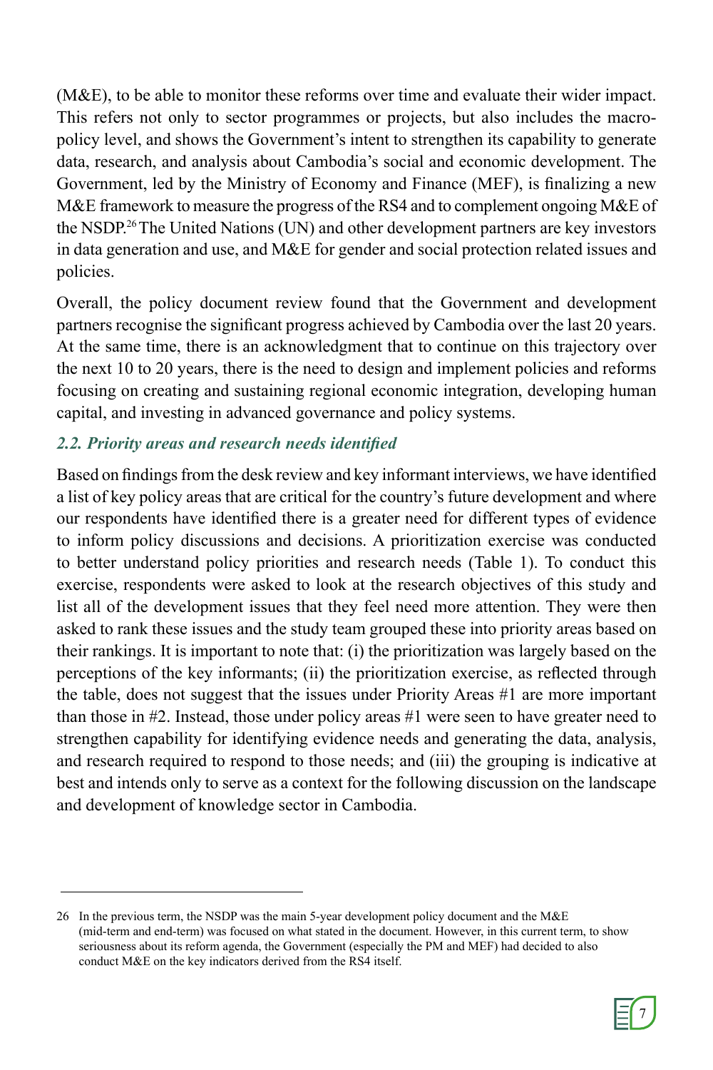(M&E), to be able to monitor these reforms over time and evaluate their wider impact. This refers not only to sector programmes or projects, but also includes the macro-policy level, and shows the Government's intent to strengthen its capability to generate data, research, and analysis about Cambodia's social and economic development. The Government, led by the Ministry of Economy and Finance (MEF), is finalizing a new M&E framework to measure the progress of the RS4 and to complement ongoing M&E of the NSDP.[26] The United Nations (UN) and other development partners are key investors in data generation and use, and M&E for gender and social protection related issues and policies.

Overall, the policy document review found that the Government and development partners recognise the significant progress achieved by Cambodia over the last 20 years. At the same time, there is an acknowledgment that to continue on this trajectory over the next 10 to 20 years, there is the need to design and implement policies and reforms focusing on creating and sustaining regional economic integration, developing human capital, and investing in advanced governance and policy systems.

### *2.2. Priority areas and research needs identified*

Based on findings from the desk review and key informant interviews, we have identified a list of key policy areas that are critical for the country's future development and where our respondents have identified there is a greater need for different types of evidence to inform policy discussions and decisions. A prioritization exercise was conducted to better understand policy priorities and research needs (Table 1). To conduct this exercise, respondents were asked to look at the research objectives of this study and list all of the development issues that they feel need more attention. They were then asked to rank these issues and the study team grouped these into priority areas based on their rankings. It is important to note that: (i) the prioritization was largely based on the perceptions of the key informants; (ii) the prioritization exercise, as reflected through the table, does not suggest that the issues under Priority Areas #1 are more important than those in #2. Instead, those under policy areas #1 were seen to have greater need to strengthen capability for identifying evidence needs and generating the data, analysis, and research required to respond to those needs; and (iii) the grouping is indicative at best and intends only to serve as a context for the following discussion on the landscape and development of knowledge sector in Cambodia.

---

26 In the previous term, the NSDP was the main 5-year development policy document and the M&E (mid-term and end-term) was focused on what stated in the document. However, in this current term, to show seriousness about its reform agenda, the Government (especially the PM and MEF) had decided to also conduct M&E on the key indicators derived from the RS4 itself.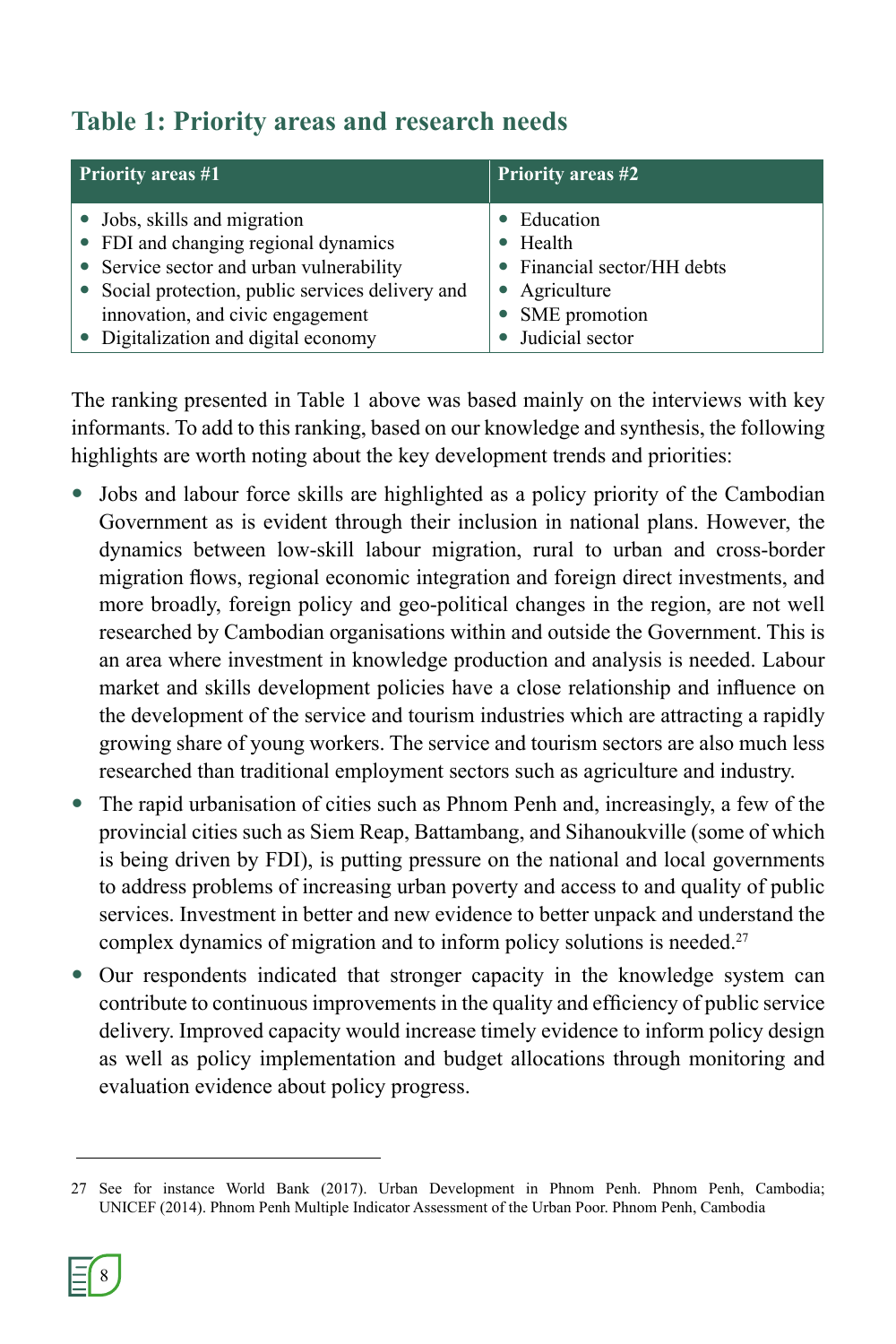## Table 1: Priority areas and research needs

| Priority areas #1 | Priority areas #2 |
|---|---|
| • Jobs, skills and migration<br>• FDI and changing regional dynamics<br>• Service sector and urban vulnerability<br>• Social protection, public services delivery and innovation, and civic engagement<br>• Digitalization and digital economy | • Education<br>• Health<br>• Financial sector/HH debts<br>• Agriculture<br>• SME promotion<br>• Judicial sector |

The ranking presented in Table 1 above was based mainly on the interviews with key informants. To add to this ranking, based on our knowledge and synthesis, the following highlights are worth noting about the key development trends and priorities:

- Jobs and labour force skills are highlighted as a policy priority of the Cambodian Government as is evident through their inclusion in national plans. However, the dynamics between low-skill labour migration, rural to urban and cross-border migration flows, regional economic integration and foreign direct investments, and more broadly, foreign policy and geo-political changes in the region, are not well researched by Cambodian organisations within and outside the Government. This is an area where investment in knowledge production and analysis is needed. Labour market and skills development policies have a close relationship and influence on the development of the service and tourism industries which are attracting a rapidly growing share of young workers. The service and tourism sectors are also much less researched than traditional employment sectors such as agriculture and industry.
- The rapid urbanisation of cities such as Phnom Penh and, increasingly, a few of the provincial cities such as Siem Reap, Battambang, and Sihanoukville (some of which is being driven by FDI), is putting pressure on the national and local governments to address problems of increasing urban poverty and access to and quality of public services. Investment in better and new evidence to better unpack and understand the complex dynamics of migration and to inform policy solutions is needed.[27]
- Our respondents indicated that stronger capacity in the knowledge system can contribute to continuous improvements in the quality and efficiency of public service delivery. Improved capacity would increase timely evidence to inform policy design as well as policy implementation and budget allocations through monitoring and evaluation evidence about policy progress.

---

27 See for instance World Bank (2017). Urban Development in Phnom Penh. Phnom Penh, Cambodia; UNICEF (2014). Phnom Penh Multiple Indicator Assessment of the Urban Poor. Phnom Penh, Cambodia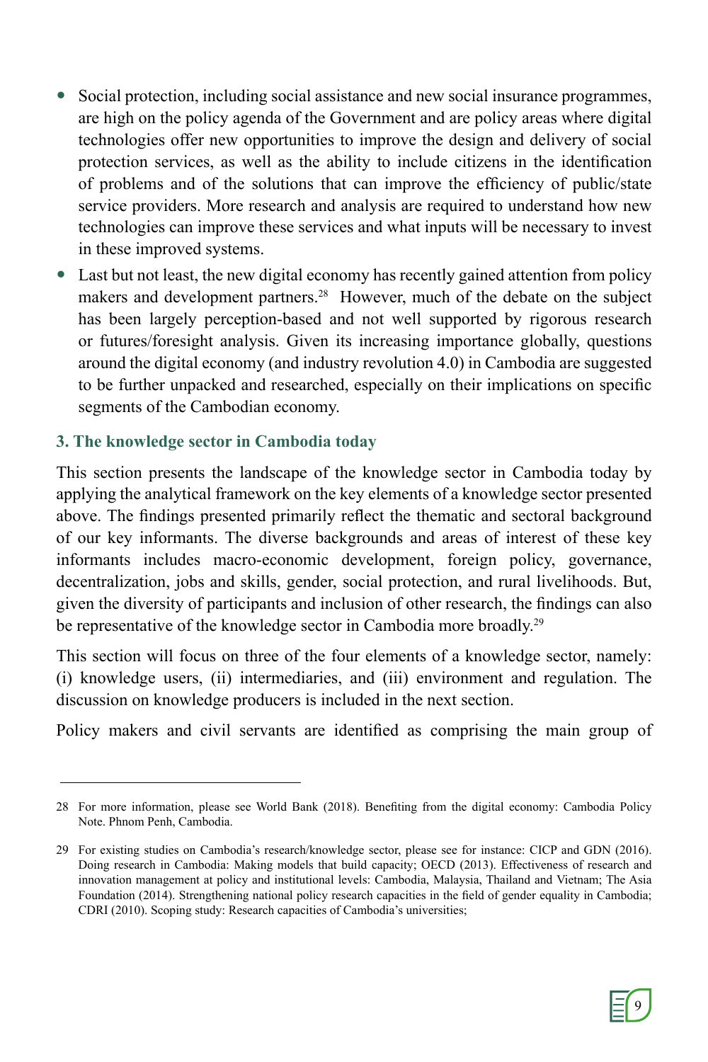- Social protection, including social assistance and new social insurance programmes, are high on the policy agenda of the Government and are policy areas where digital technologies offer new opportunities to improve the design and delivery of social protection services, as well as the ability to include citizens in the identification of problems and of the solutions that can improve the efficiency of public/state service providers. More research and analysis are required to understand how new technologies can improve these services and what inputs will be necessary to invest in these improved systems.
- Last but not least, the new digital economy has recently gained attention from policy makers and development partners.[28] However, much of the debate on the subject has been largely perception-based and not well supported by rigorous research or futures/foresight analysis. Given its increasing importance globally, questions around the digital economy (and industry revolution 4.0) in Cambodia are suggested to be further unpacked and researched, especially on their implications on specific segments of the Cambodian economy.

## 3. The knowledge sector in Cambodia today

This section presents the landscape of the knowledge sector in Cambodia today by applying the analytical framework on the key elements of a knowledge sector presented above. The findings presented primarily reflect the thematic and sectoral background of our key informants. The diverse backgrounds and areas of interest of these key informants includes macro-economic development, foreign policy, governance, decentralization, jobs and skills, gender, social protection, and rural livelihoods. But, given the diversity of participants and inclusion of other research, the findings can also be representative of the knowledge sector in Cambodia more broadly.[29]

This section will focus on three of the four elements of a knowledge sector, namely: (i) knowledge users, (ii) intermediaries, and (iii) environment and regulation. The discussion on knowledge producers is included in the next section.

Policy makers and civil servants are identified as comprising the main group of

---

28 For more information, please see World Bank (2018). Benefiting from the digital economy: Cambodia Policy Note. Phnom Penh, Cambodia.

29 For existing studies on Cambodia's research/knowledge sector, please see for instance: CICP and GDN (2016). Doing research in Cambodia: Making models that build capacity; OECD (2013). Effectiveness of research and innovation management at policy and institutional levels: Cambodia, Malaysia, Thailand and Vietnam; The Asia Foundation (2014). Strengthening national policy research capacities in the field of gender equality in Cambodia; CDRI (2010). Scoping study: Research capacities of Cambodia's universities;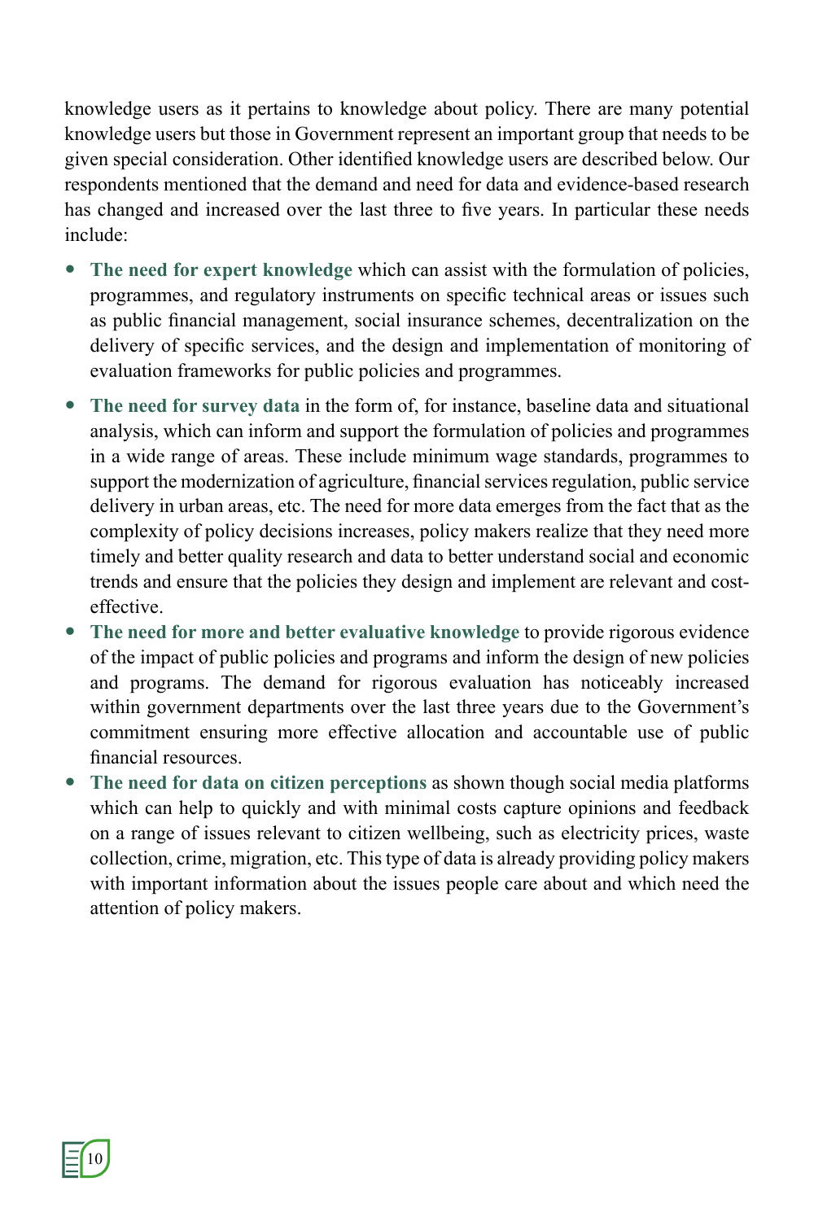knowledge users as it pertains to knowledge about policy. There are many potential knowledge users but those in Government represent an important group that needs to be given special consideration. Other identified knowledge users are described below. Our respondents mentioned that the demand and need for data and evidence-based research has changed and increased over the last three to five years. In particular these needs include:

- **The need for expert knowledge** which can assist with the formulation of policies, programmes, and regulatory instruments on specific technical areas or issues such as public financial management, social insurance schemes, decentralization on the delivery of specific services, and the design and implementation of monitoring of evaluation frameworks for public policies and programmes.
- **The need for survey data** in the form of, for instance, baseline data and situational analysis, which can inform and support the formulation of policies and programmes in a wide range of areas. These include minimum wage standards, programmes to support the modernization of agriculture, financial services regulation, public service delivery in urban areas, etc. The need for more data emerges from the fact that as the complexity of policy decisions increases, policy makers realize that they need more timely and better quality research and data to better understand social and economic trends and ensure that the policies they design and implement are relevant and cost-effective.
- **The need for more and better evaluative knowledge** to provide rigorous evidence of the impact of public policies and programs and inform the design of new policies and programs. The demand for rigorous evaluation has noticeably increased within government departments over the last three years due to the Government's commitment ensuring more effective allocation and accountable use of public financial resources.
- **The need for data on citizen perceptions** as shown though social media platforms which can help to quickly and with minimal costs capture opinions and feedback on a range of issues relevant to citizen wellbeing, such as electricity prices, waste collection, crime, migration, etc. This type of data is already providing policy makers with important information about the issues people care about and which need the attention of policy makers.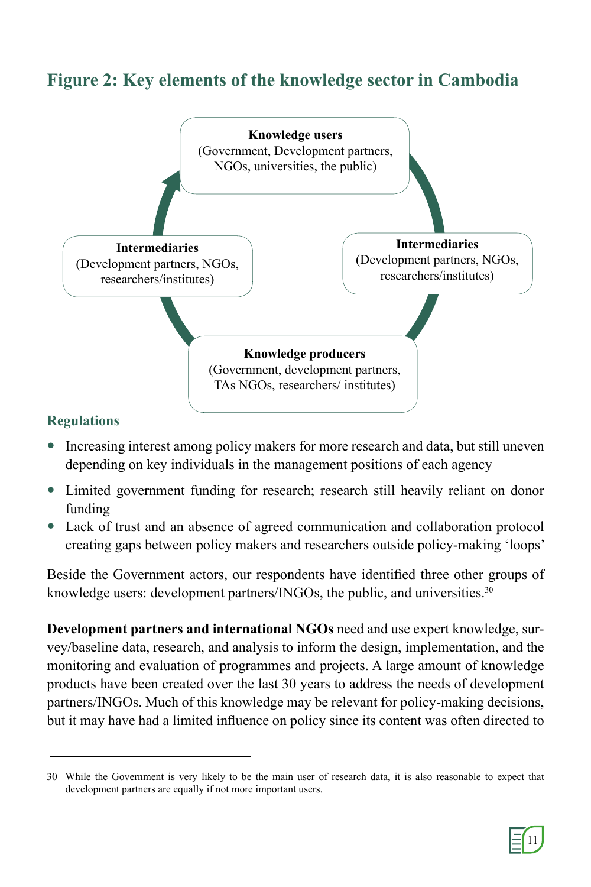## Figure 2: Key elements of the knowledge sector in Cambodia

**Knowledge users**
(Government, Development partners, NGOs, universities, the public)

**Intermediaries**
(Development partners, NGOs, researchers/institutes)

**Intermediaries**
(Development partners, NGOs, researchers/institutes)

**Knowledge producers**
(Government, development partners, TAs NGOs, researchers/ institutes)

### Regulations

- Increasing interest among policy makers for more research and data, but still uneven depending on key individuals in the management positions of each agency
- Limited government funding for research; research still heavily reliant on donor funding
- Lack of trust and an absence of agreed communication and collaboration protocol creating gaps between policy makers and researchers outside policy-making 'loops'

Beside the Government actors, our respondents have identified three other groups of knowledge users: development partners/INGOs, the public, and universities.[30]

**Development partners and international NGOs** need and use expert knowledge, survey/baseline data, research, and analysis to inform the design, implementation, and the monitoring and evaluation of programmes and projects. A large amount of knowledge products have been created over the last 30 years to address the needs of development partners/INGOs. Much of this knowledge may be relevant for policy-making decisions, but it may have had a limited influence on policy since its content was often directed to

30 While the Government is very likely to be the main user of research data, it is also reasonable to expect that development partners are equally if not more important users.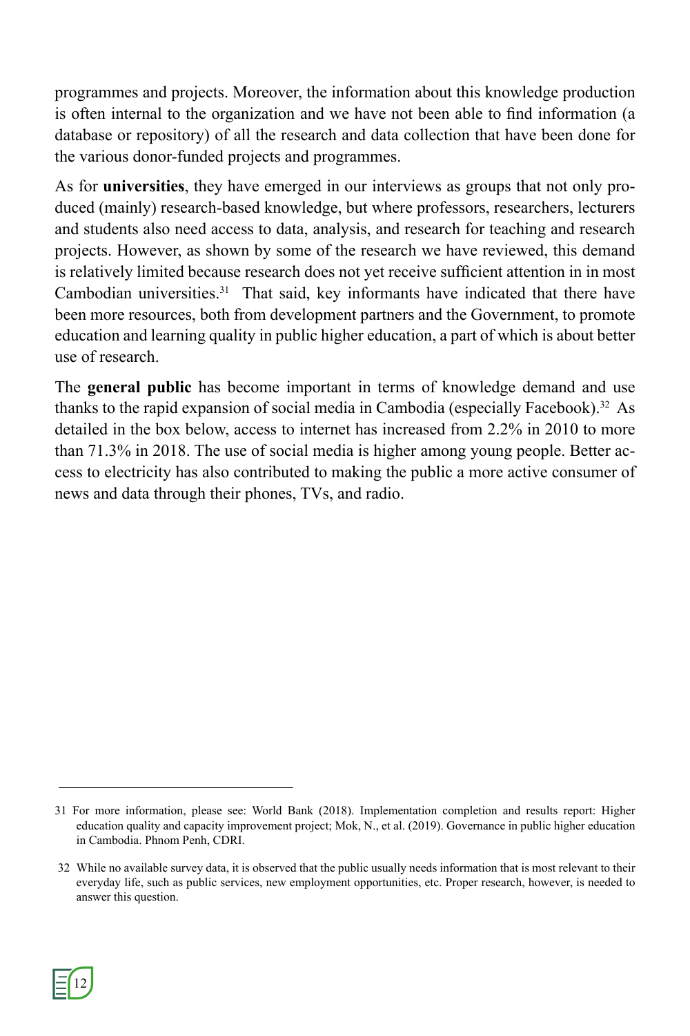programmes and projects. Moreover, the information about this knowledge production is often internal to the organization and we have not been able to find information (a database or repository) of all the research and data collection that have been done for the various donor-funded projects and programmes.

As for **universities**, they have emerged in our interviews as groups that not only produced (mainly) research-based knowledge, but where professors, researchers, lecturers and students also need access to data, analysis, and research for teaching and research projects. However, as shown by some of the research we have reviewed, this demand is relatively limited because research does not yet receive sufficient attention in in most Cambodian universities.[31] That said, key informants have indicated that there have been more resources, both from development partners and the Government, to promote education and learning quality in public higher education, a part of which is about better use of research.

The **general public** has become important in terms of knowledge demand and use thanks to the rapid expansion of social media in Cambodia (especially Facebook).[32] As detailed in the box below, access to internet has increased from 2.2% in 2010 to more than 71.3% in 2018. The use of social media is higher among young people. Better access to electricity has also contributed to making the public a more active consumer of news and data through their phones, TVs, and radio.

---

31 For more information, please see: World Bank (2018). Implementation completion and results report: Higher education quality and capacity improvement project; Mok, N., et al. (2019). Governance in public higher education in Cambodia. Phnom Penh, CDRI.

32 While no available survey data, it is observed that the public usually needs information that is most relevant to their everyday life, such as public services, new employment opportunities, etc. Proper research, however, is needed to answer this question.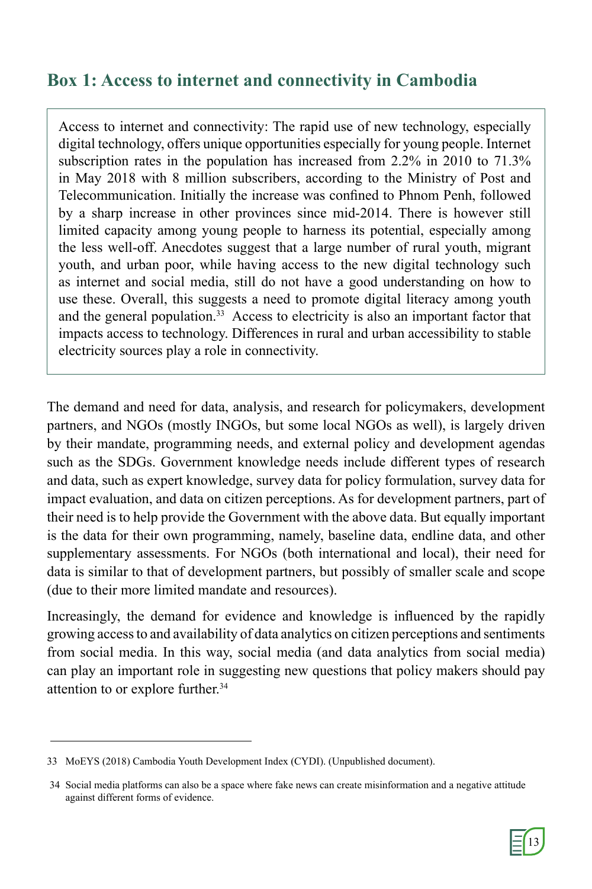## Box 1: Access to internet and connectivity in Cambodia

> Access to internet and connectivity: The rapid use of new technology, especially digital technology, offers unique opportunities especially for young people. Internet subscription rates in the population has increased from 2.2% in 2010 to 71.3% in May 2018 with 8 million subscribers, according to the Ministry of Post and Telecommunication. Initially the increase was confined to Phnom Penh, followed by a sharp increase in other provinces since mid-2014. There is however still limited capacity among young people to harness its potential, especially among the less well-off. Anecdotes suggest that a large number of rural youth, migrant youth, and urban poor, while having access to the new digital technology such as internet and social media, still do not have a good understanding on how to use these. Overall, this suggests a need to promote digital literacy among youth and the general population.[33] Access to electricity is also an important factor that impacts access to technology. Differences in rural and urban accessibility to stable electricity sources play a role in connectivity.

The demand and need for data, analysis, and research for policymakers, development partners, and NGOs (mostly INGOs, but some local NGOs as well), is largely driven by their mandate, programming needs, and external policy and development agendas such as the SDGs. Government knowledge needs include different types of research and data, such as expert knowledge, survey data for policy formulation, survey data for impact evaluation, and data on citizen perceptions. As for development partners, part of their need is to help provide the Government with the above data. But equally important is the data for their own programming, namely, baseline data, endline data, and other supplementary assessments. For NGOs (both international and local), their need for data is similar to that of development partners, but possibly of smaller scale and scope (due to their more limited mandate and resources).

Increasingly, the demand for evidence and knowledge is influenced by the rapidly growing access to and availability of data analytics on citizen perceptions and sentiments from social media. In this way, social media (and data analytics from social media) can play an important role in suggesting new questions that policy makers should pay attention to or explore further.[34]

---

33 MoEYS (2018) Cambodia Youth Development Index (CYDI). (Unpublished document).

34 Social media platforms can also be a space where fake news can create misinformation and a negative attitude against different forms of evidence.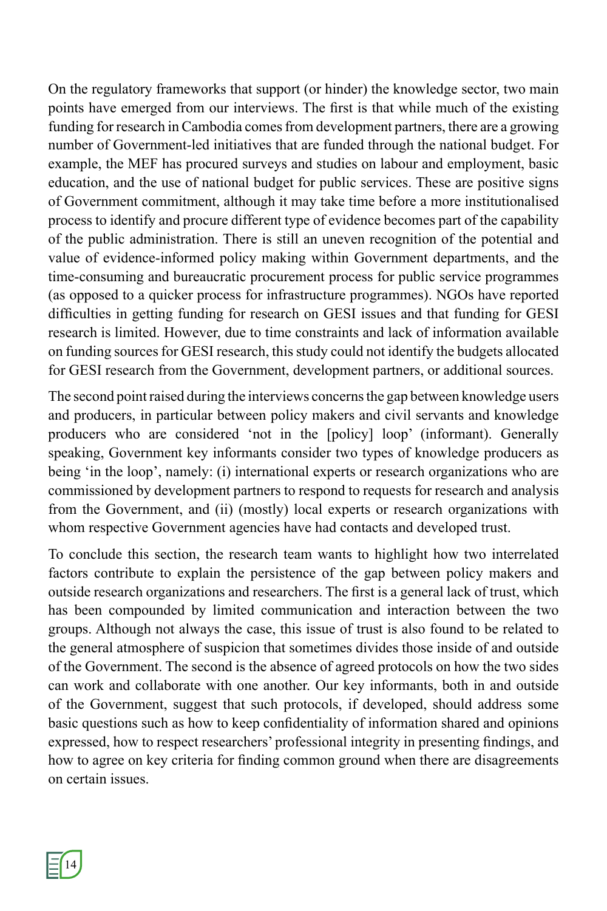On the regulatory frameworks that support (or hinder) the knowledge sector, two main points have emerged from our interviews. The first is that while much of the existing funding for research in Cambodia comes from development partners, there are a growing number of Government-led initiatives that are funded through the national budget. For example, the MEF has procured surveys and studies on labour and employment, basic education, and the use of national budget for public services. These are positive signs of Government commitment, although it may take time before a more institutionalised process to identify and procure different type of evidence becomes part of the capability of the public administration. There is still an uneven recognition of the potential and value of evidence-informed policy making within Government departments, and the time-consuming and bureaucratic procurement process for public service programmes (as opposed to a quicker process for infrastructure programmes). NGOs have reported difficulties in getting funding for research on GESI issues and that funding for GESI research is limited. However, due to time constraints and lack of information available on funding sources for GESI research, this study could not identify the budgets allocated for GESI research from the Government, development partners, or additional sources.

The second point raised during the interviews concerns the gap between knowledge users and producers, in particular between policy makers and civil servants and knowledge producers who are considered 'not in the [policy] loop' (informant). Generally speaking, Government key informants consider two types of knowledge producers as being 'in the loop', namely: (i) international experts or research organizations who are commissioned by development partners to respond to requests for research and analysis from the Government, and (ii) (mostly) local experts or research organizations with whom respective Government agencies have had contacts and developed trust.

To conclude this section, the research team wants to highlight how two interrelated factors contribute to explain the persistence of the gap between policy makers and outside research organizations and researchers. The first is a general lack of trust, which has been compounded by limited communication and interaction between the two groups. Although not always the case, this issue of trust is also found to be related to the general atmosphere of suspicion that sometimes divides those inside of and outside of the Government. The second is the absence of agreed protocols on how the two sides can work and collaborate with one another. Our key informants, both in and outside of the Government, suggest that such protocols, if developed, should address some basic questions such as how to keep confidentiality of information shared and opinions expressed, how to respect researchers' professional integrity in presenting findings, and how to agree on key criteria for finding common ground when there are disagreements on certain issues.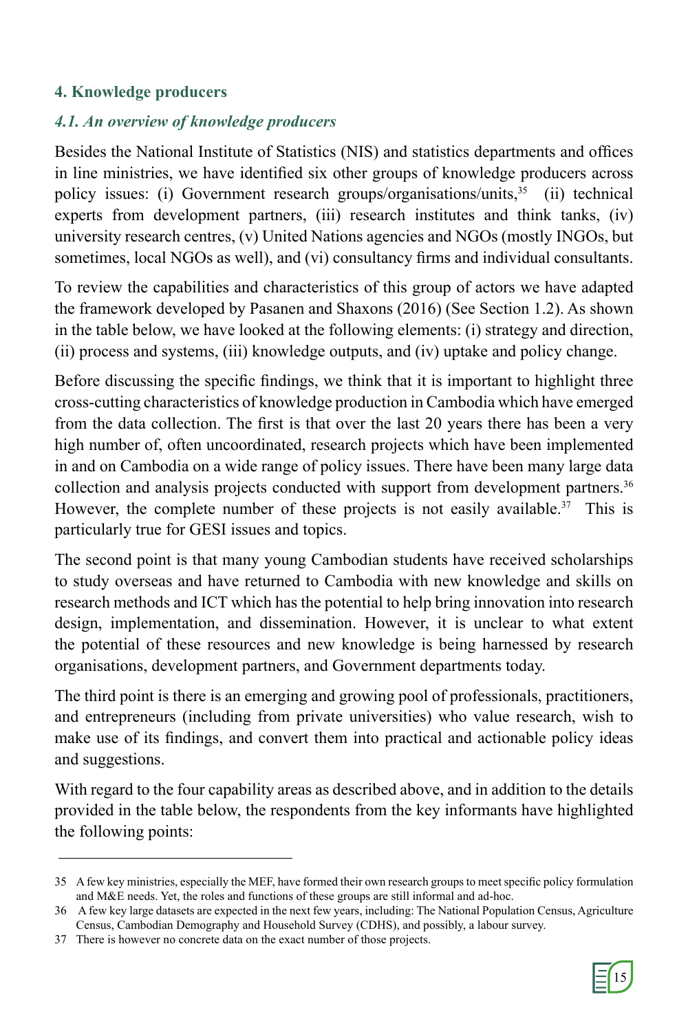## 4. Knowledge producers

### *4.1. An overview of knowledge producers*

Besides the National Institute of Statistics (NIS) and statistics departments and offices in line ministries, we have identified six other groups of knowledge producers across policy issues: (i) Government research groups/organisations/units,[35] (ii) technical experts from development partners, (iii) research institutes and think tanks, (iv) university research centres, (v) United Nations agencies and NGOs (mostly INGOs, but sometimes, local NGOs as well), and (vi) consultancy firms and individual consultants.

To review the capabilities and characteristics of this group of actors we have adapted the framework developed by Pasanen and Shaxons (2016) (See Section 1.2). As shown in the table below, we have looked at the following elements: (i) strategy and direction, (ii) process and systems, (iii) knowledge outputs, and (iv) uptake and policy change.

Before discussing the specific findings, we think that it is important to highlight three cross-cutting characteristics of knowledge production in Cambodia which have emerged from the data collection. The first is that over the last 20 years there has been a very high number of, often uncoordinated, research projects which have been implemented in and on Cambodia on a wide range of policy issues. There have been many large data collection and analysis projects conducted with support from development partners.[36] However, the complete number of these projects is not easily available.[37] This is particularly true for GESI issues and topics.

The second point is that many young Cambodian students have received scholarships to study overseas and have returned to Cambodia with new knowledge and skills on research methods and ICT which has the potential to help bring innovation into research design, implementation, and dissemination. However, it is unclear to what extent the potential of these resources and new knowledge is being harnessed by research organisations, development partners, and Government departments today.

The third point is there is an emerging and growing pool of professionals, practitioners, and entrepreneurs (including from private universities) who value research, wish to make use of its findings, and convert them into practical and actionable policy ideas and suggestions.

With regard to the four capability areas as described above, and in addition to the details provided in the table below, the respondents from the key informants have highlighted the following points:

---

35 A few key ministries, especially the MEF, have formed their own research groups to meet specific policy formulation and M&E needs. Yet, the roles and functions of these groups are still informal and ad-hoc.

36 A few key large datasets are expected in the next few years, including: The National Population Census, Agriculture Census, Cambodian Demography and Household Survey (CDHS), and possibly, a labour survey.

37 There is however no concrete data on the exact number of those projects.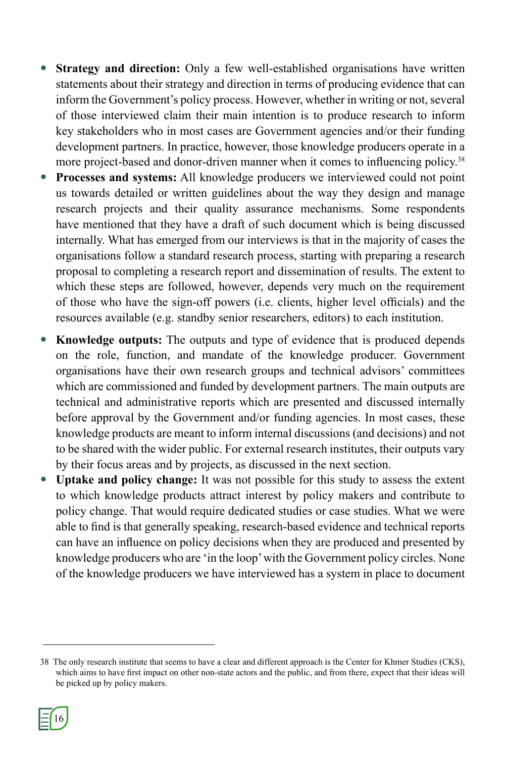- **Strategy and direction:** Only a few well-established organisations have written statements about their strategy and direction in terms of producing evidence that can inform the Government's policy process. However, whether in writing or not, several of those interviewed claim their main intention is to produce research to inform key stakeholders who in most cases are Government agencies and/or their funding development partners. In practice, however, those knowledge producers operate in a more project-based and donor-driven manner when it comes to influencing policy.[38]
- **Processes and systems:** All knowledge producers we interviewed could not point us towards detailed or written guidelines about the way they design and manage research projects and their quality assurance mechanisms. Some respondents have mentioned that they have a draft of such document which is being discussed internally. What has emerged from our interviews is that in the majority of cases the organisations follow a standard research process, starting with preparing a research proposal to completing a research report and dissemination of results. The extent to which these steps are followed, however, depends very much on the requirement of those who have the sign-off powers (i.e. clients, higher level officials) and the resources available (e.g. standby senior researchers, editors) to each institution.
- **Knowledge outputs:** The outputs and type of evidence that is produced depends on the role, function, and mandate of the knowledge producer. Government organisations have their own research groups and technical advisors' committees which are commissioned and funded by development partners. The main outputs are technical and administrative reports which are presented and discussed internally before approval by the Government and/or funding agencies. In most cases, these knowledge products are meant to inform internal discussions (and decisions) and not to be shared with the wider public. For external research institutes, their outputs vary by their focus areas and by projects, as discussed in the next section.
- **Uptake and policy change:** It was not possible for this study to assess the extent to which knowledge products attract interest by policy makers and contribute to policy change. That would require dedicated studies or case studies. What we were able to find is that generally speaking, research-based evidence and technical reports can have an influence on policy decisions when they are produced and presented by knowledge producers who are 'in the loop' with the Government policy circles. None of the knowledge producers we have interviewed has a system in place to document

38 The only research institute that seems to have a clear and different approach is the Center for Khmer Studies (CKS), which aims to have first impact on other non-state actors and the public, and from there, expect that their ideas will be picked up by policy makers.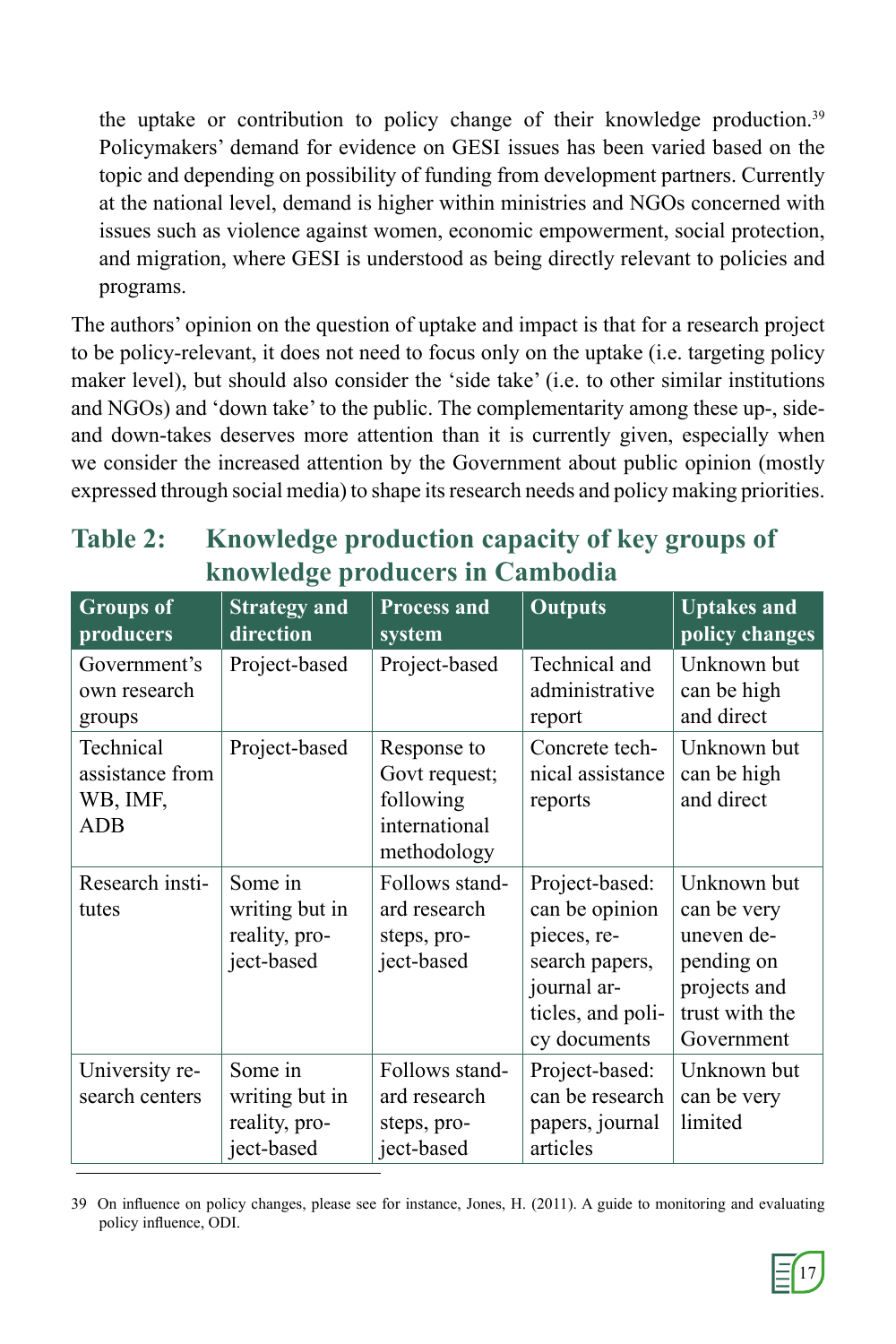the uptake or contribution to policy change of their knowledge production.[39] Policymakers' demand for evidence on GESI issues has been varied based on the topic and depending on possibility of funding from development partners. Currently at the national level, demand is higher within ministries and NGOs concerned with issues such as violence against women, economic empowerment, social protection, and migration, where GESI is understood as being directly relevant to policies and programs.

The authors' opinion on the question of uptake and impact is that for a research project to be policy-relevant, it does not need to focus only on the uptake (i.e. targeting policy maker level), but should also consider the 'side take' (i.e. to other similar institutions and NGOs) and 'down take' to the public. The complementarity among these up-, side- and down-takes deserves more attention than it is currently given, especially when we consider the increased attention by the Government about public opinion (mostly expressed through social media) to shape its research needs and policy making priorities.

## Table 2: Knowledge production capacity of key groups of knowledge producers in Cambodia

| Groups of producers | Strategy and direction | Process and system | Outputs | Uptakes and policy changes |
|---|---|---|---|---|
| Government's own research groups | Project-based | Project-based | Technical and administrative report | Unknown but can be high and direct |
| Technical assistance from WB, IMF, ADB | Project-based | Response to Govt request; following international methodology | Concrete technical assistance reports | Unknown but can be high and direct |
| Research institutes | Some in writing but in reality, project-based | Follows standard research steps, project-based | Project-based: can be opinion pieces, research papers, journal articles, and policy documents | Unknown but can be very uneven depending on projects and trust with the Government |
| University research centers | Some in writing but in reality, project-based | Follows standard research steps, project-based | Project-based: can be research papers, journal articles | Unknown but can be very limited |

39 On influence on policy changes, please see for instance, Jones, H. (2011). A guide to monitoring and evaluating policy influence, ODI.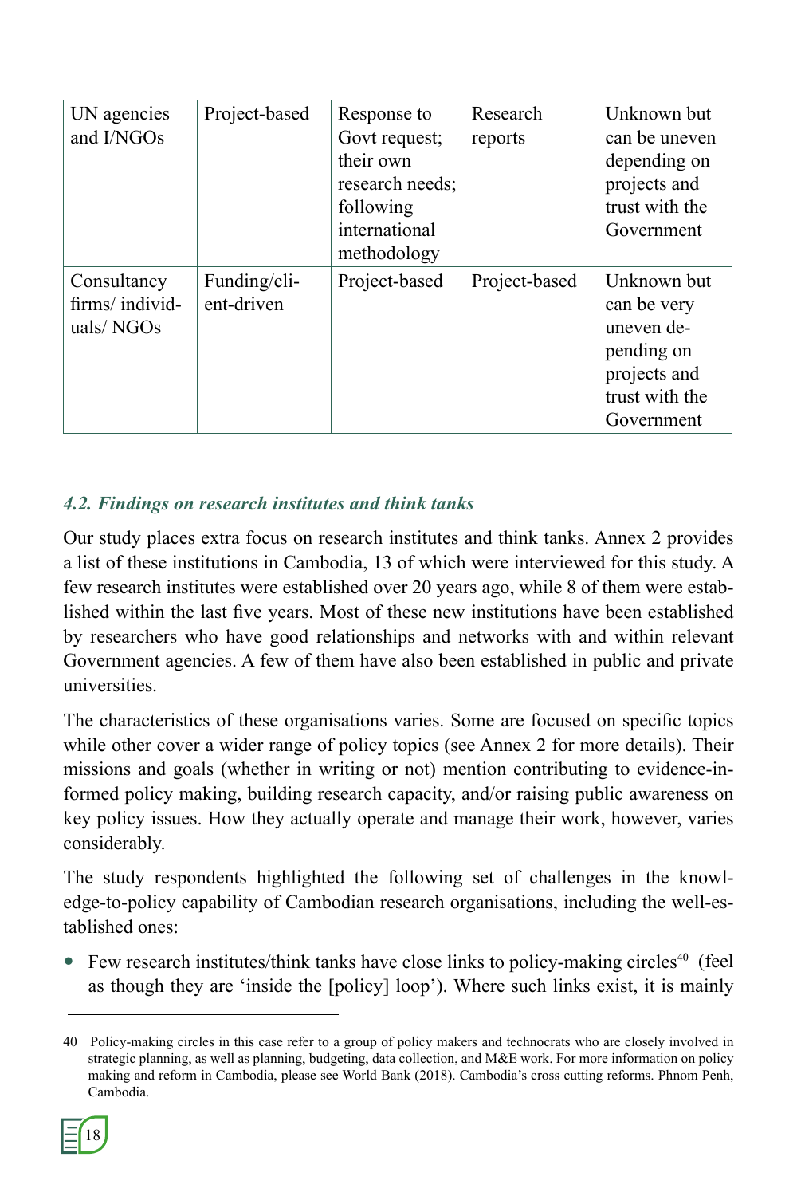| UN agencies and I/NGOs | Project-based | Response to Govt request; their own research needs; following international methodology | Research reports | Unknown but can be uneven depending on projects and trust with the Government |
|---|---|---|---|---|
| Consultancy firms/ individuals/ NGOs | Funding/client-driven | Project-based | Project-based | Unknown but can be very uneven depending on projects and trust with the Government |

### *4.2. Findings on research institutes and think tanks*

Our study places extra focus on research institutes and think tanks. Annex 2 provides a list of these institutions in Cambodia, 13 of which were interviewed for this study. A few research institutes were established over 20 years ago, while 8 of them were established within the last five years. Most of these new institutions have been established by researchers who have good relationships and networks with and within relevant Government agencies. A few of them have also been established in public and private universities.

The characteristics of these organisations varies. Some are focused on specific topics while other cover a wider range of policy topics (see Annex 2 for more details). Their missions and goals (whether in writing or not) mention contributing to evidence-informed policy making, building research capacity, and/or raising public awareness on key policy issues. How they actually operate and manage their work, however, varies considerably.

The study respondents highlighted the following set of challenges in the knowledge-to-policy capability of Cambodian research organisations, including the well-established ones:

- Few research institutes/think tanks have close links to policy-making circles[40] (feel as though they are 'inside the [policy] loop'). Where such links exist, it is mainly

40 Policy-making circles in this case refer to a group of policy makers and technocrats who are closely involved in strategic planning, as well as planning, budgeting, data collection, and M&E work. For more information on policy making and reform in Cambodia, please see World Bank (2018). Cambodia's cross cutting reforms. Phnom Penh, Cambodia.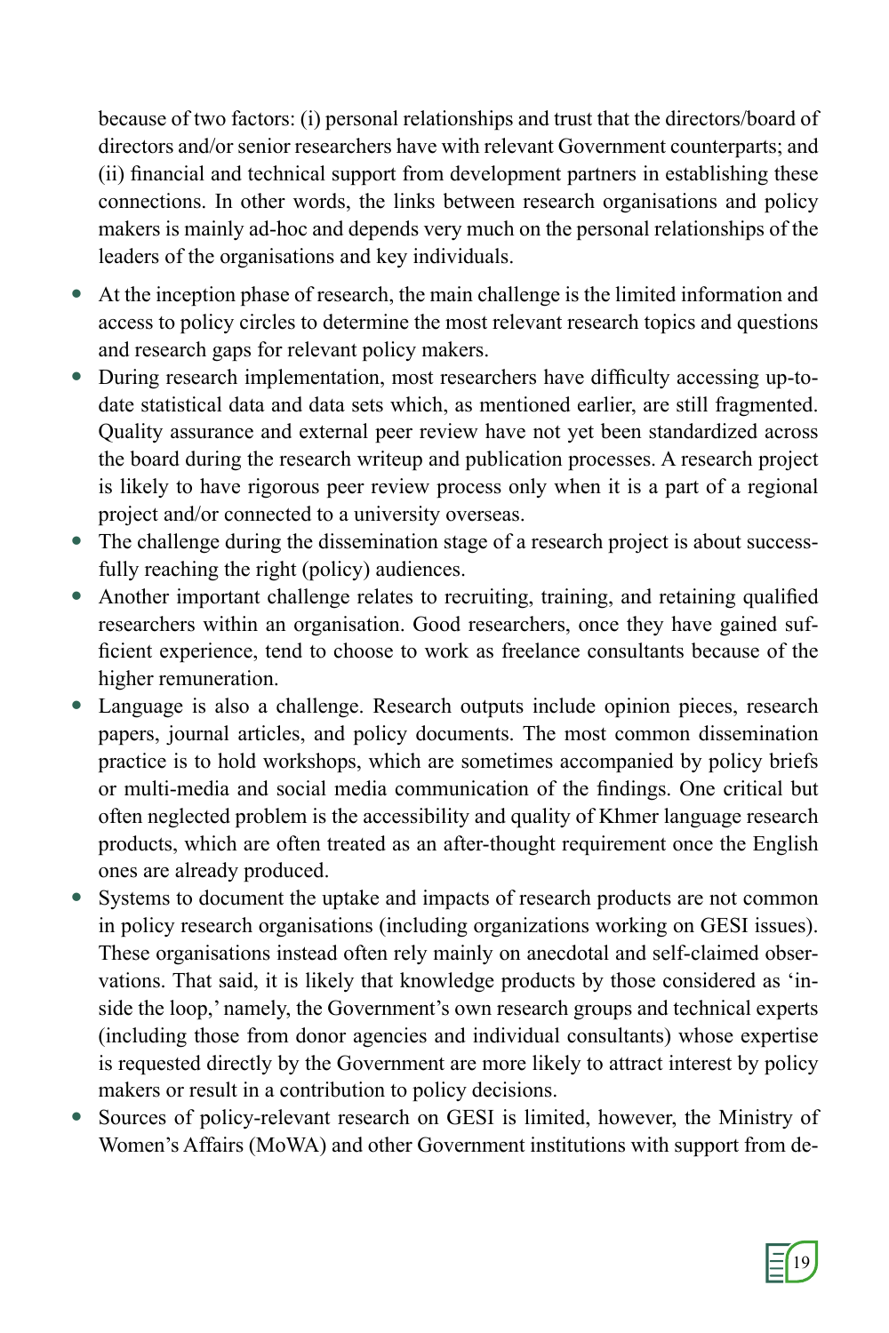because of two factors: (i) personal relationships and trust that the directors/board of directors and/or senior researchers have with relevant Government counterparts; and (ii) financial and technical support from development partners in establishing these connections. In other words, the links between research organisations and policy makers is mainly ad-hoc and depends very much on the personal relationships of the leaders of the organisations and key individuals.

- At the inception phase of research, the main challenge is the limited information and access to policy circles to determine the most relevant research topics and questions and research gaps for relevant policy makers.
- During research implementation, most researchers have difficulty accessing up-to-date statistical data and data sets which, as mentioned earlier, are still fragmented. Quality assurance and external peer review have not yet been standardized across the board during the research writeup and publication processes. A research project is likely to have rigorous peer review process only when it is a part of a regional project and/or connected to a university overseas.
- The challenge during the dissemination stage of a research project is about successfully reaching the right (policy) audiences.
- Another important challenge relates to recruiting, training, and retaining qualified researchers within an organisation. Good researchers, once they have gained sufficient experience, tend to choose to work as freelance consultants because of the higher remuneration.
- Language is also a challenge. Research outputs include opinion pieces, research papers, journal articles, and policy documents. The most common dissemination practice is to hold workshops, which are sometimes accompanied by policy briefs or multi-media and social media communication of the findings. One critical but often neglected problem is the accessibility and quality of Khmer language research products, which are often treated as an after-thought requirement once the English ones are already produced.
- Systems to document the uptake and impacts of research products are not common in policy research organisations (including organizations working on GESI issues). These organisations instead often rely mainly on anecdotal and self-claimed observations. That said, it is likely that knowledge products by those considered as 'inside the loop,' namely, the Government's own research groups and technical experts (including those from donor agencies and individual consultants) whose expertise is requested directly by the Government are more likely to attract interest by policy makers or result in a contribution to policy decisions.
- Sources of policy-relevant research on GESI is limited, however, the Ministry of Women's Affairs (MoWA) and other Government institutions with support from de-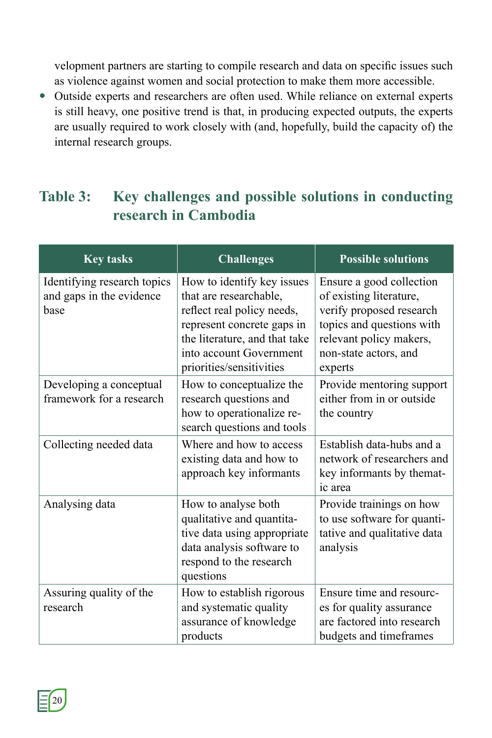velopment partners are starting to compile research and data on specific issues such as violence against women and social protection to make them more accessible.

- Outside experts and researchers are often used. While reliance on external experts is still heavy, one positive trend is that, in producing expected outputs, the experts are usually required to work closely with (and, hopefully, build the capacity of) the internal research groups.

## Table 3: Key challenges and possible solutions in conducting research in Cambodia

| Key tasks | Challenges | Possible solutions |
|---|---|---|
| Identifying research topics and gaps in the evidence base | How to identify key issues that are researchable, reflect real policy needs, represent concrete gaps in the literature, and that take into account Government priorities/sensitivities | Ensure a good collection of existing literature, verify proposed research topics and questions with relevant policy makers, non-state actors, and experts |
| Developing a conceptual framework for a research | How to conceptualize the research questions and how to operationalize research questions and tools | Provide mentoring support either from in or outside the country |
| Collecting needed data | Where and how to access existing data and how to approach key informants | Establish data-hubs and a network of researchers and key informants by thematic area |
| Analysing data | How to analyse both qualitative and quantitative data using appropriate data analysis software to respond to the research questions | Provide trainings on how to use software for quantitative and qualitative data analysis |
| Assuring quality of the research | How to establish rigorous and systematic quality assurance of knowledge products | Ensure time and resources for quality assurance are factored into research budgets and timeframes |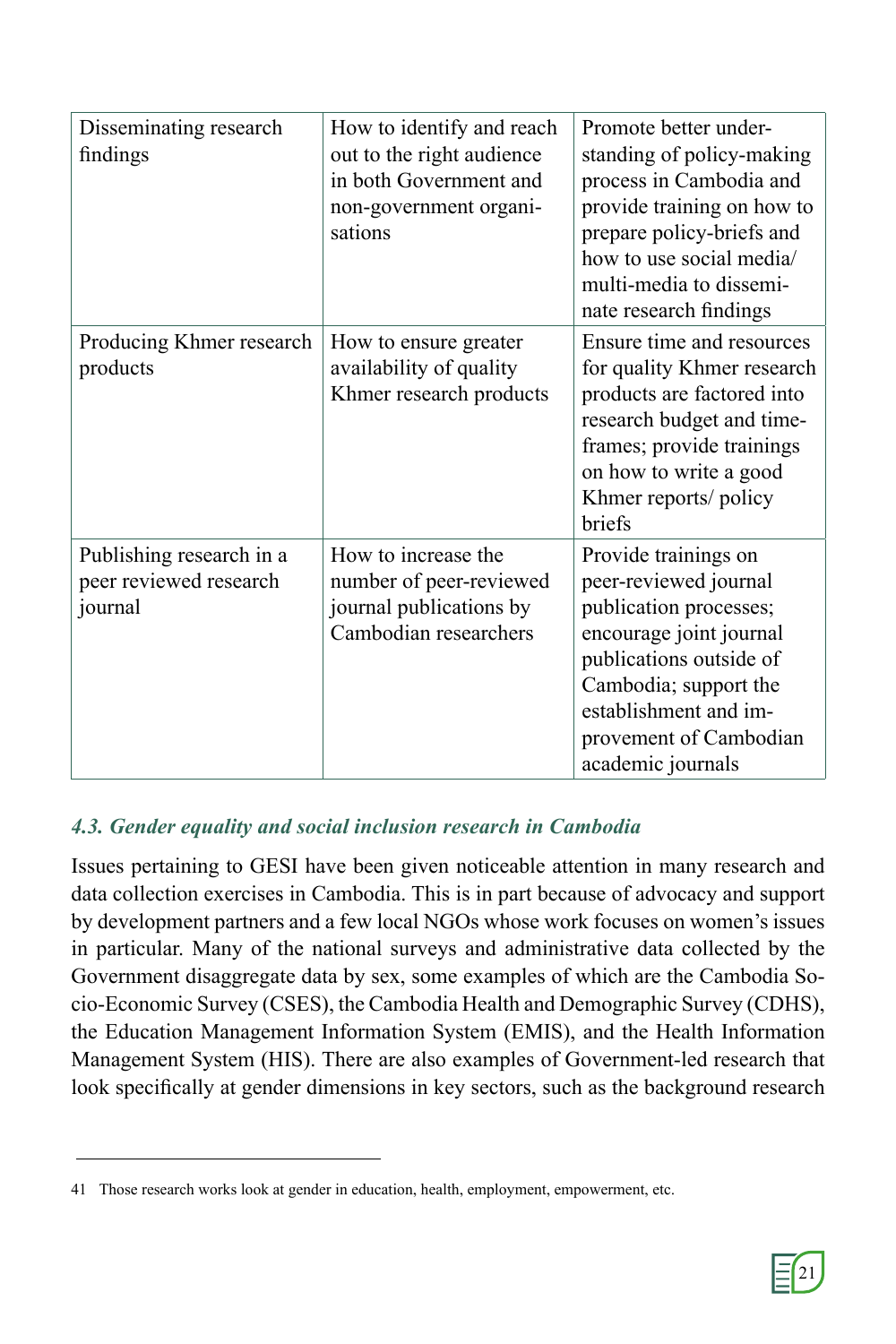| | | |
|---|---|---|
| Disseminating research findings | How to identify and reach out to the right audience in both Government and non-government organisations | Promote better understanding of policy-making process in Cambodia and provide training on how to prepare policy-briefs and how to use social media/ multi-media to disseminate research findings |
| Producing Khmer research products | How to ensure greater availability of quality Khmer research products | Ensure time and resources for quality Khmer research products are factored into research budget and timeframes; provide trainings on how to write a good Khmer reports/ policy briefs |
| Publishing research in a peer reviewed research journal | How to increase the number of peer-reviewed journal publications by Cambodian researchers | Provide trainings on peer-reviewed journal publication processes; encourage joint journal publications outside of Cambodia; support the establishment and improvement of Cambodian academic journals |

### *4.3. Gender equality and social inclusion research in Cambodia*

Issues pertaining to GESI have been given noticeable attention in many research and data collection exercises in Cambodia. This is in part because of advocacy and support by development partners and a few local NGOs whose work focuses on women's issues in particular. Many of the national surveys and administrative data collected by the Government disaggregate data by sex, some examples of which are the Cambodia Socio-Economic Survey (CSES), the Cambodia Health and Demographic Survey (CDHS), the Education Management Information System (EMIS), and the Health Information Management System (HIS). There are also examples of Government-led research that look specifically at gender dimensions in key sectors, such as the background research

---

41 Those research works look at gender in education, health, employment, empowerment, etc.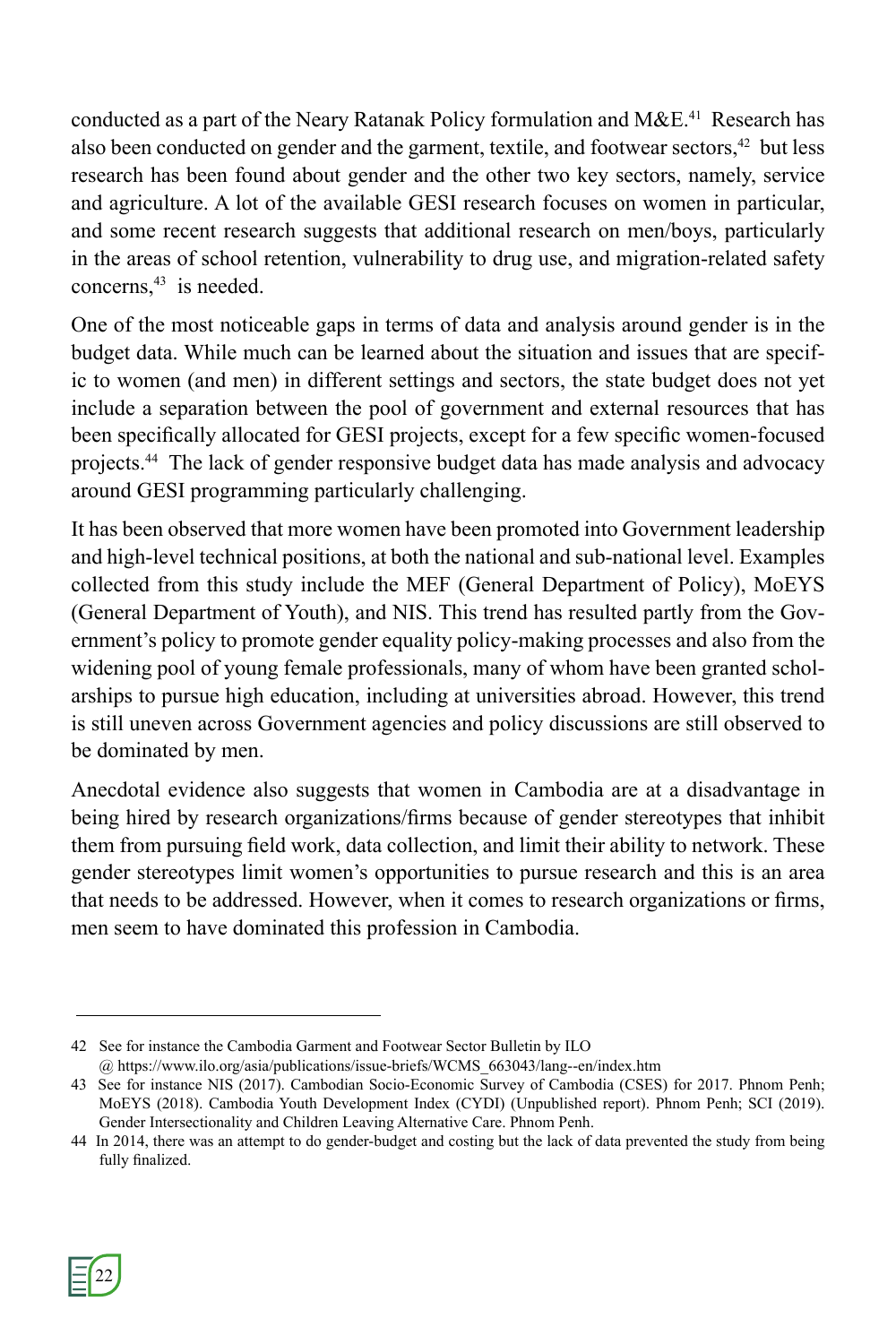conducted as a part of the Neary Ratanak Policy formulation and M&E.[41] Research has also been conducted on gender and the garment, textile, and footwear sectors,[42] but less research has been found about gender and the other two key sectors, namely, service and agriculture. A lot of the available GESI research focuses on women in particular, and some recent research suggests that additional research on men/boys, particularly in the areas of school retention, vulnerability to drug use, and migration-related safety concerns,[43] is needed.

One of the most noticeable gaps in terms of data and analysis around gender is in the budget data. While much can be learned about the situation and issues that are specific to women (and men) in different settings and sectors, the state budget does not yet include a separation between the pool of government and external resources that has been specifically allocated for GESI projects, except for a few specific women-focused projects.[44] The lack of gender responsive budget data has made analysis and advocacy around GESI programming particularly challenging.

It has been observed that more women have been promoted into Government leadership and high-level technical positions, at both the national and sub-national level. Examples collected from this study include the MEF (General Department of Policy), MoEYS (General Department of Youth), and NIS. This trend has resulted partly from the Government's policy to promote gender equality policy-making processes and also from the widening pool of young female professionals, many of whom have been granted scholarships to pursue high education, including at universities abroad. However, this trend is still uneven across Government agencies and policy discussions are still observed to be dominated by men.

Anecdotal evidence also suggests that women in Cambodia are at a disadvantage in being hired by research organizations/firms because of gender stereotypes that inhibit them from pursuing field work, data collection, and limit their ability to network. These gender stereotypes limit women's opportunities to pursue research and this is an area that needs to be addressed. However, when it comes to research organizations or firms, men seem to have dominated this profession in Cambodia.

---

42 See for instance the Cambodia Garment and Footwear Sector Bulletin by ILO @ https://www.ilo.org/asia/publications/issue-briefs/WCMS_663043/lang--en/index.htm

43 See for instance NIS (2017). Cambodian Socio-Economic Survey of Cambodia (CSES) for 2017. Phnom Penh; MoEYS (2018). Cambodia Youth Development Index (CYDI) (Unpublished report). Phnom Penh; SCI (2019). Gender Intersectionality and Children Leaving Alternative Care. Phnom Penh.

44 In 2014, there was an attempt to do gender-budget and costing but the lack of data prevented the study from being fully finalized.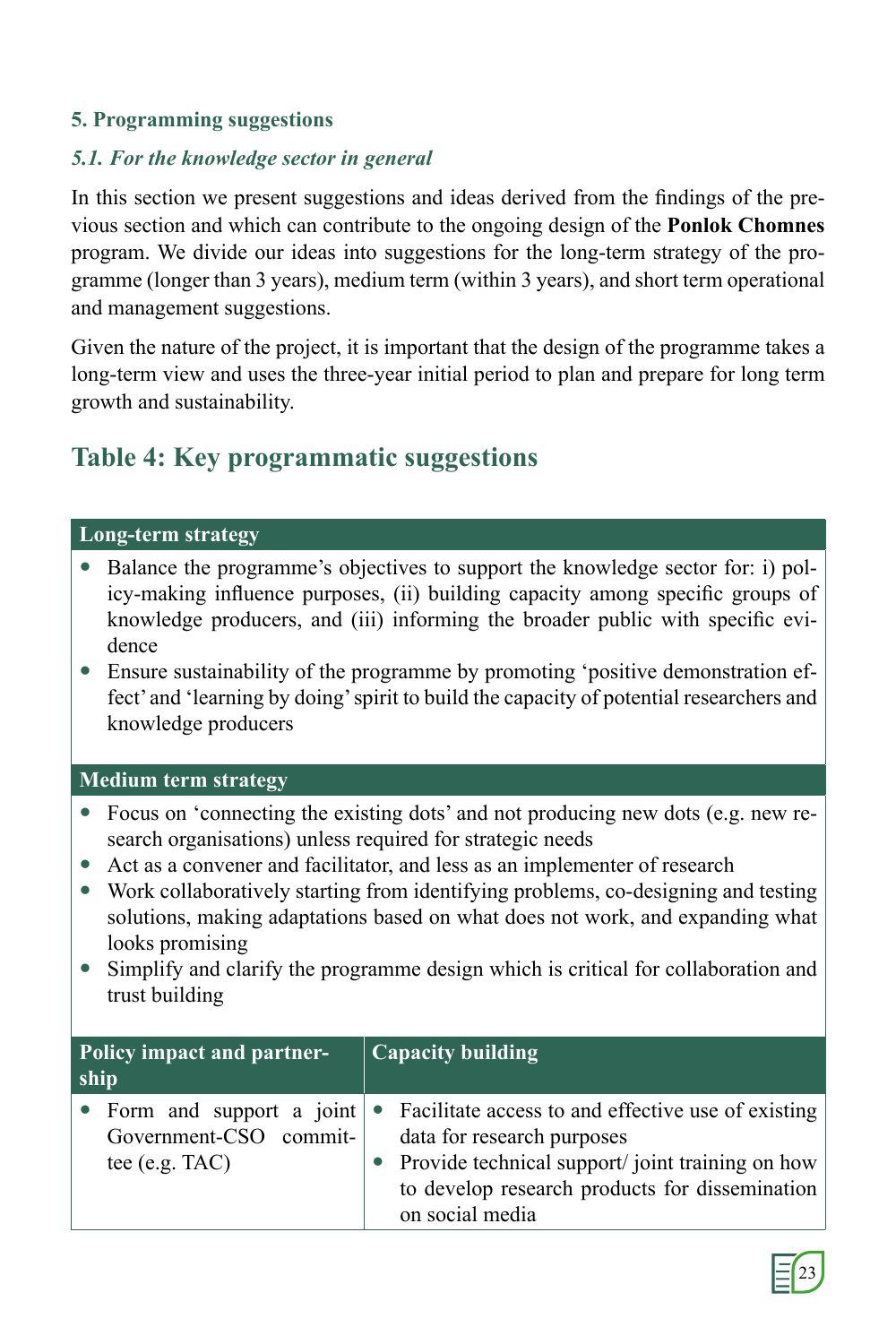## 5. Programming suggestions

### *5.1. For the knowledge sector in general*

In this section we present suggestions and ideas derived from the findings of the previous section and which can contribute to the ongoing design of the **Ponlok Chomnes** program. We divide our ideas into suggestions for the long-term strategy of the programme (longer than 3 years), medium term (within 3 years), and short term operational and management suggestions.

Given the nature of the project, it is important that the design of the programme takes a long-term view and uses the three-year initial period to plan and prepare for long term growth and sustainability.

## Table 4: Key programmatic suggestions

| **Long-term strategy** | |
|---|---|
| • Balance the programme's objectives to support the knowledge sector for: i) policy-making influence purposes, (ii) building capacity among specific groups of knowledge producers, and (iii) informing the broader public with specific evidence<br>• Ensure sustainability of the programme by promoting 'positive demonstration effect' and 'learning by doing' spirit to build the capacity of potential researchers and knowledge producers | |
| **Medium term strategy** | |
| • Focus on 'connecting the existing dots' and not producing new dots (e.g. new research organisations) unless required for strategic needs<br>• Act as a convener and facilitator, and less as an implementer of research<br>• Work collaboratively starting from identifying problems, co-designing and testing solutions, making adaptations based on what does not work, and expanding what looks promising<br>• Simplify and clarify the programme design which is critical for collaboration and trust building | |
| **Policy impact and partnership** | **Capacity building** |
| • Form and support a joint Government-CSO committee (e.g. TAC) | • Facilitate access to and effective use of existing data for research purposes<br>• Provide technical support/ joint training on how to develop research products for dissemination on social media |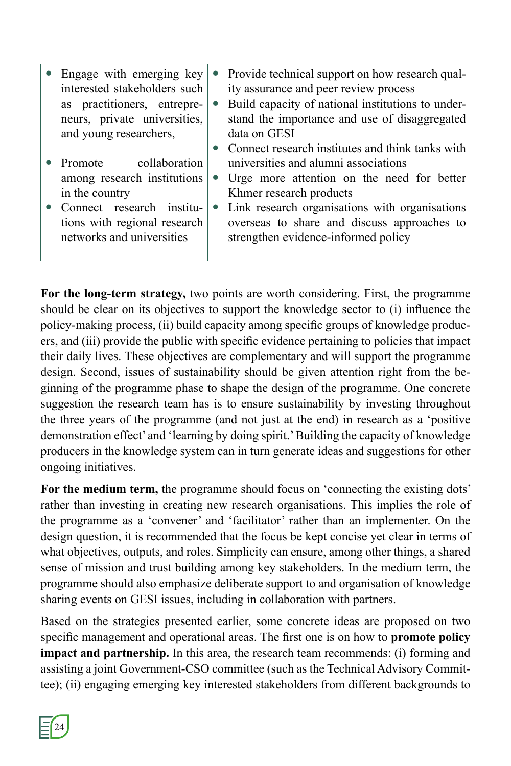| | |
|---|---|
| • Engage with emerging key interested stakeholders such as practitioners, entrepreneurs, private universities, and young researchers,<br><br>• Promote collaboration among research institutions in the country<br>• Connect research institutions with regional research networks and universities | • Provide technical support on how research quality assurance and peer review process<br>• Build capacity of national institutions to understand the importance and use of disaggregated data on GESI<br>• Connect research institutes and think tanks with universities and alumni associations<br>• Urge more attention on the need for better Khmer research products<br>• Link research organisations with organisations overseas to share and discuss approaches to strengthen evidence-informed policy |

**For the long-term strategy,** two points are worth considering. First, the programme should be clear on its objectives to support the knowledge sector to (i) influence the policy-making process, (ii) build capacity among specific groups of knowledge producers, and (iii) provide the public with specific evidence pertaining to policies that impact their daily lives. These objectives are complementary and will support the programme design. Second, issues of sustainability should be given attention right from the beginning of the programme phase to shape the design of the programme. One concrete suggestion the research team has is to ensure sustainability by investing throughout the three years of the programme (and not just at the end) in research as a 'positive demonstration effect' and 'learning by doing spirit.' Building the capacity of knowledge producers in the knowledge system can in turn generate ideas and suggestions for other ongoing initiatives.

**For the medium term,** the programme should focus on 'connecting the existing dots' rather than investing in creating new research organisations. This implies the role of the programme as a 'convener' and 'facilitator' rather than an implementer. On the design question, it is recommended that the focus be kept concise yet clear in terms of what objectives, outputs, and roles. Simplicity can ensure, among other things, a shared sense of mission and trust building among key stakeholders. In the medium term, the programme should also emphasize deliberate support to and organisation of knowledge sharing events on GESI issues, including in collaboration with partners.

Based on the strategies presented earlier, some concrete ideas are proposed on two specific management and operational areas. The first one is on how to **promote policy impact and partnership.** In this area, the research team recommends: (i) forming and assisting a joint Government-CSO committee (such as the Technical Advisory Committee); (ii) engaging emerging key interested stakeholders from different backgrounds to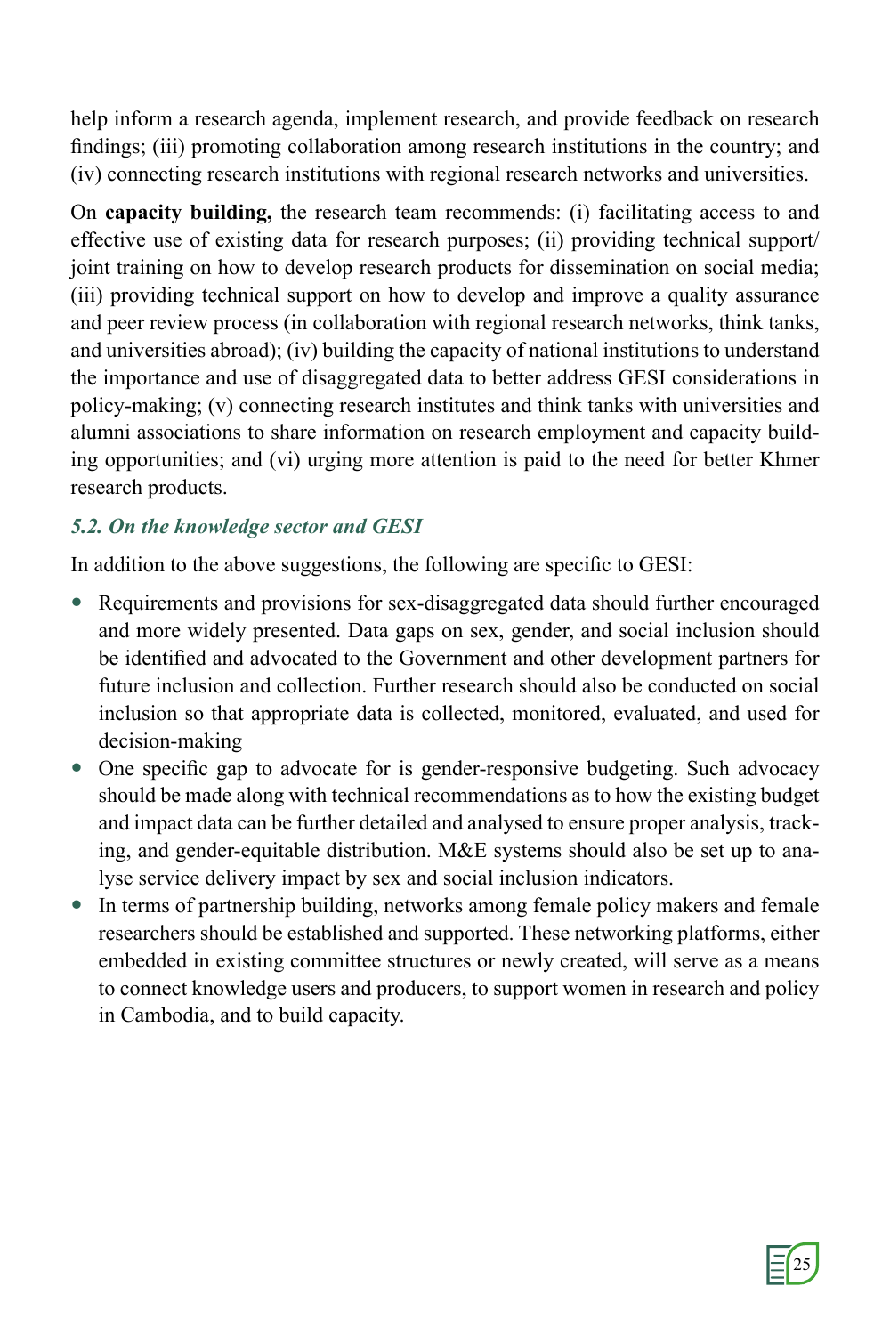help inform a research agenda, implement research, and provide feedback on research findings; (iii) promoting collaboration among research institutions in the country; and (iv) connecting research institutions with regional research networks and universities.

On **capacity building,** the research team recommends: (i) facilitating access to and effective use of existing data for research purposes; (ii) providing technical support/ joint training on how to develop research products for dissemination on social media; (iii) providing technical support on how to develop and improve a quality assurance and peer review process (in collaboration with regional research networks, think tanks, and universities abroad); (iv) building the capacity of national institutions to understand the importance and use of disaggregated data to better address GESI considerations in policy-making; (v) connecting research institutes and think tanks with universities and alumni associations to share information on research employment and capacity building opportunities; and (vi) urging more attention is paid to the need for better Khmer research products.

### *5.2. On the knowledge sector and GESI*

In addition to the above suggestions, the following are specific to GESI:

- Requirements and provisions for sex-disaggregated data should further encouraged and more widely presented. Data gaps on sex, gender, and social inclusion should be identified and advocated to the Government and other development partners for future inclusion and collection. Further research should also be conducted on social inclusion so that appropriate data is collected, monitored, evaluated, and used for decision-making
- One specific gap to advocate for is gender-responsive budgeting. Such advocacy should be made along with technical recommendations as to how the existing budget and impact data can be further detailed and analysed to ensure proper analysis, tracking, and gender-equitable distribution. M&E systems should also be set up to analyse service delivery impact by sex and social inclusion indicators.
- In terms of partnership building, networks among female policy makers and female researchers should be established and supported. These networking platforms, either embedded in existing committee structures or newly created, will serve as a means to connect knowledge users and producers, to support women in research and policy in Cambodia, and to build capacity.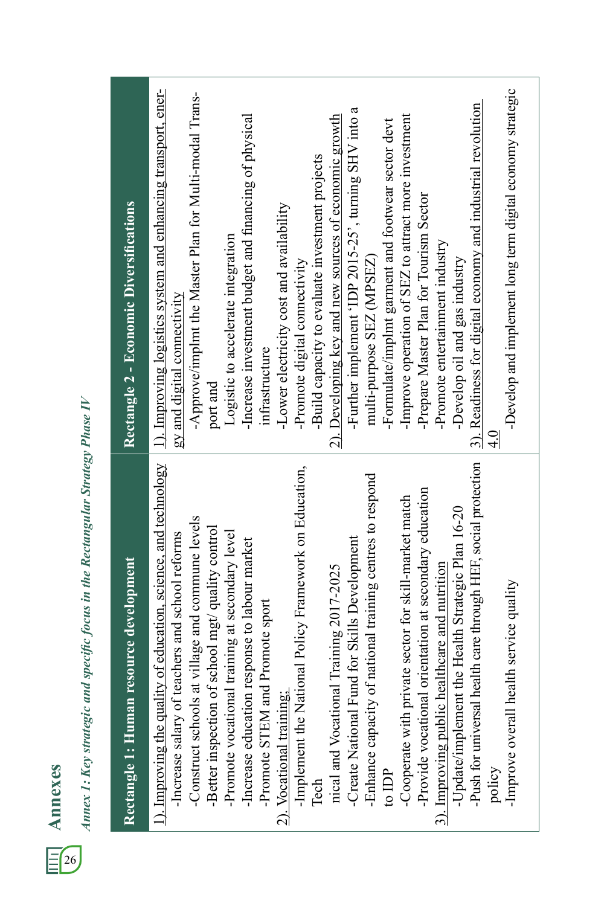# Annexes

*Annex 1: Key strategic and specific focus in the Rectangular Strategy Phase IV*

| Rectangle 1: Human resource development | Rectangle 2 - Economic Diversifications |
| --- | --- |
| 1). Improving the quality of education, science, and technology<br>-Increase salary of teachers and school reforms<br>-Construct schools at village and commune levels<br>-Better inspection of school mgt/ quality control<br>-Promote vocational training at secondary level<br>-Increase education response to labour market<br>-Promote STEM and Promote sport<br>2). Vocational training:<br>-Implement the National Policy Framework on Education, Technical and Vocational Training 2017-2025<br>-Create National Fund for Skills Development<br>-Enhance capacity of national training centres to respond to IDP<br>-Cooperate with private sector for skill-market match<br>-Provide vocational orientation at secondary education<br>3). Improving public healthcare and nutrition<br>-Update/implement the Health Strategic Plan 16-20<br>-Push for universal health care through HEF, social protection policy<br>-Improve overall health service quality | 1). Improving logistics system and enhancing transport, energy and digital connectivity<br>-Approve/implmt the Master Plan for Multi-modal Transport and Logistic to accelerate integration<br>-Increase investment budget and financing of physical infrastructure<br>-Lower electricity cost and availability<br>-Promote digital connectivity<br>-Build capacity to evaluate investment projects<br>2). Developing key and new sources of economic growth<br>-Further implement 'IDP 2015-25', turning SHV into a multi-purpose SEZ (MPSEZ)<br>-Formulate/implmt garment and footwear sector devt<br>-Improve operation of SEZ to attract more investment<br>-Prepare Master Plan for Tourism Sector<br>-Promote entertainment industry<br>-Develop oil and gas industry<br>3). Readiness for digital economy and industrial revolution 4.0<br>-Develop and implement long term digital economy strategic |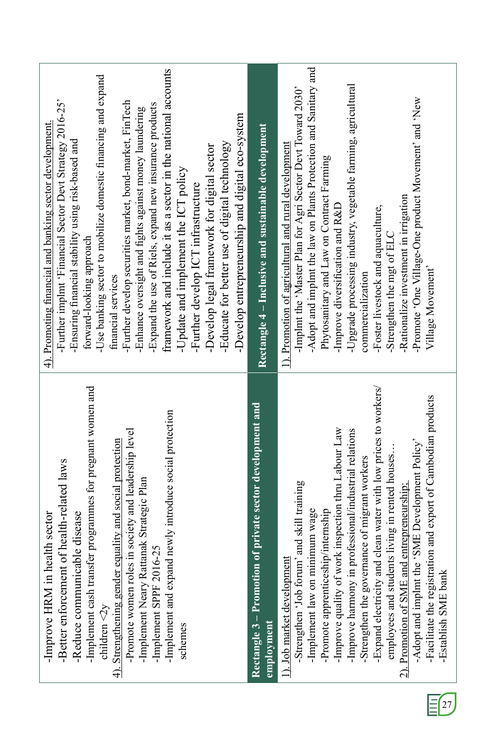| | |
|---|---|
| -Improve HRM in health sector<br>-Better enforcement of health-related laws<br>-Reduce communicable disease<br>-Implement cash transfer programmes for pregnant women and children <2y<br>4). Strengthening gender equality and social protection<br>-Promote women roles in society and leadership level<br>-Implement Neary Rattanak Strategic Plan<br>-Implement SPPF 2016-25<br>-Implement and expand newly introduce social protection schemes | 4). Promoting financial and banking sector development.<br>-Further implmt 'Financial Sector Devt Strategy 2016-25'<br>-Ensuring financial stability using risk-based and forward-looking approach<br>-Use banking sector to mobilize domestic financing and expand financial services<br>-Further develop securities market, bond-market, FinTech<br>-Enhance oversight and fights against money laundering<br>-Expand the use of Riels, expand new insurance products framework and include it as a sector in the national accounts<br>-Update and implement the ICT policy<br>-Further develop ICT infrastructure<br>-Develop legal framework for digital sector<br>-Educate for better use of digital technology<br>-Develop entrepreneurship and digital eco-system |
| **Rectangle 3 – Promotion of private sector development and employment** | **Rectangle 4 – Inclusive and sustainable development** |
| 1). Job market development<br>-Strengthen 'Job forum' and skill training<br>-Implement law on minimum wage<br>-Promote apprenticeship/internship<br>-Improve quality of work inspection thru Labour Law<br>-Improve harmony in professional/industrial relations<br>-Strengthen the governance of migrant workers<br>-Expand electricity and clean water with low prices to workers/employees and students living in rented houses…<br>2). Promotion of SME and entrepreneurship.<br>-Adopt and implmt the 'SME Development Policy'<br>-Facilitate the registration and export of Cambodian products<br>-Establish SME bank | 1). Promotion of agricultural and rural development<br>-Implmt the 'Master Plan for Agri Sector Devt Toward 2030'<br>-Adopt and implmt the law on Plants Protection and Sanitary and Phytosanitary and Law on Contract Farming<br>-Improve diversification and R&D<br>-Upgrade processing industry, vegetable farming, agricultural commercialization<br>-Foster livestock and aquaculture,<br>-Strengthen the mgt of ELC<br>-Rationalize investment in irrigation<br>-Promote 'One Village-One product Movement' and 'New Village Movement' |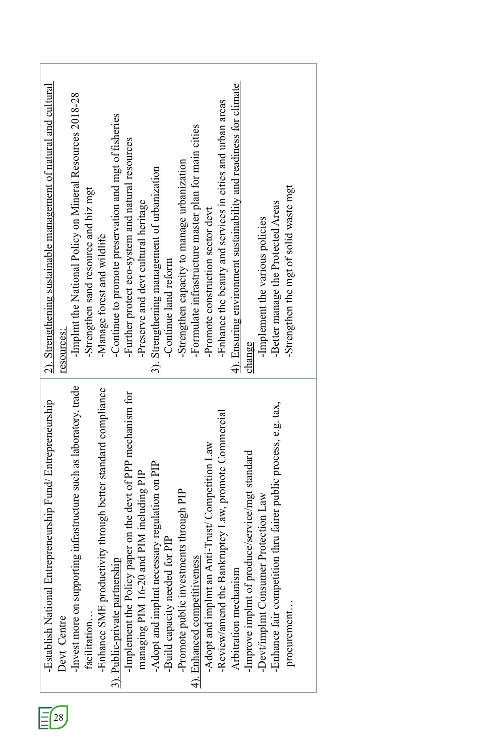| | |
|---|---|
| -Establish National Entrepreneurship Fund/ Entrepreneurship Devt Centre<br>-Invest more on supporting infrastructure such as laboratory, trade facilitation…<br>-Enhance SME productivity through better standard compliance<br>3). Public-private partnership<br>-Implement the Policy paper on the devt of PPP mechanism for managing PIM 16-20 and PIM including PIP<br>-Adopt and implmt necessary regulation on PIP<br>-Build capacity needed for PIP<br>-Promote public investments through PIP<br>4). Enhanced competitiveness<br>-Adopt and implmt an Anti-Trust/ Competition Law<br>-Review/amend the Bankruptcy Law, promote Commercial Arbitration mechanism<br>-Improve implmt of produce/service/mgt standard<br>-Devt/implmt Consumer Protection Law<br>-Enhance fair competition thru fairer public process, e.g. tax, procurement… | 2). Strengthening sustainable management of natural and cultural resources:<br>-Implmt the National Policy on Mineral Resources 2018-28<br>-Strengthen sand resource and biz mgt<br>-Manage forest and wildlife<br>-Continue to promote preservation and mgt of fisheries<br>-Further protect eco-system and natural resources<br>-Preserve and devt cultural heritage<br>3). Strengthening management of urbanization<br>-Continue land reform<br>-Strengthen capacity to manage urbanization<br>-Formulate infrastructure master plan for main cities<br>-Promote construction sector devt<br>-Enhance the beauty and services in cities and urban areas<br>4). Ensuring environment sustainability and readiness for climate change<br>-Implement the various policies<br>-Better manage the Protected Areas<br>-Strengthen the mgt of solid waste mgt |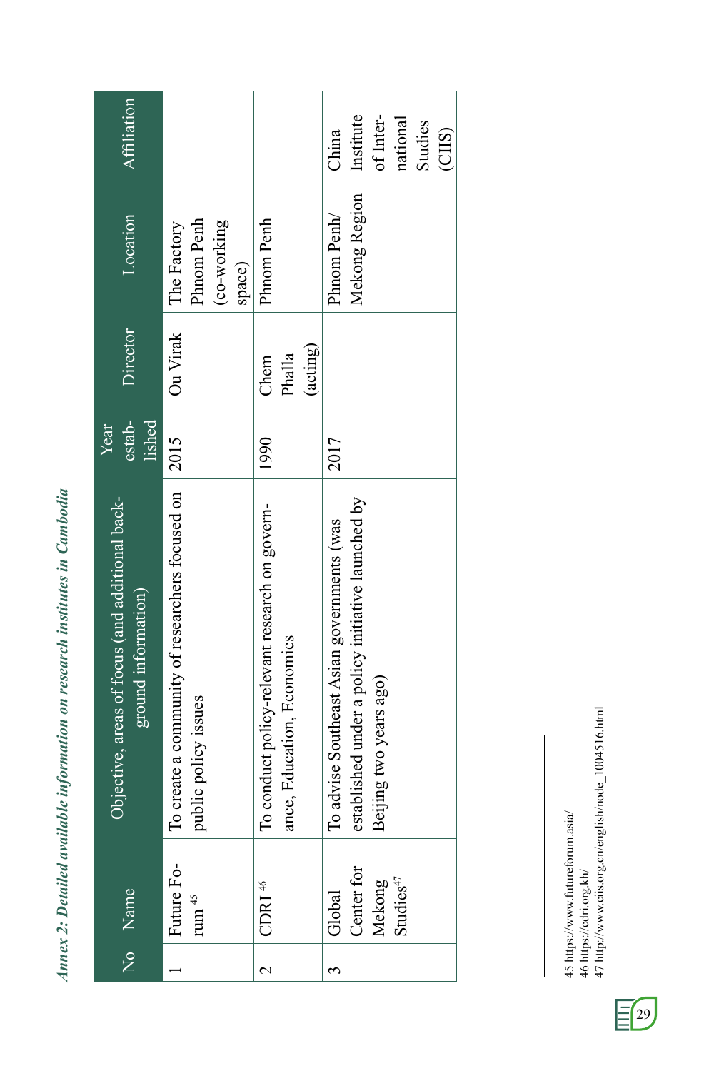*Annex 2: Detailed available information on research institutes in Cambodia*

| No | Name | Objective, areas of focus (and additional background information) | Year established | Director | Location | Affiliation |
|---|---|---|---|---|---|---|
| 1 | Future Forum[45] | To create a community of researchers focused on public policy issues | 2015 | Ou Virak | The Factory Phnom Penh (co-working space) | |
| 2 | CDRI[46] | To conduct policy-relevant research on governance, Education, Economics | 1990 | Chem Phalla (acting) | Phnom Penh | |
| 3 | Global Center for Mekong Studies[47] | To advise Southeast Asian governments (was established under a policy initiative launched by Beijing two years ago) | 2017 | | Phnom Penh/ Mekong Region | China Institute of International Studies (CIIS) |

45 https://www.futureforum.asia/
46 https://cdri.org.kh/
47 http://www.ciis.org.cn/english/node_1004516.html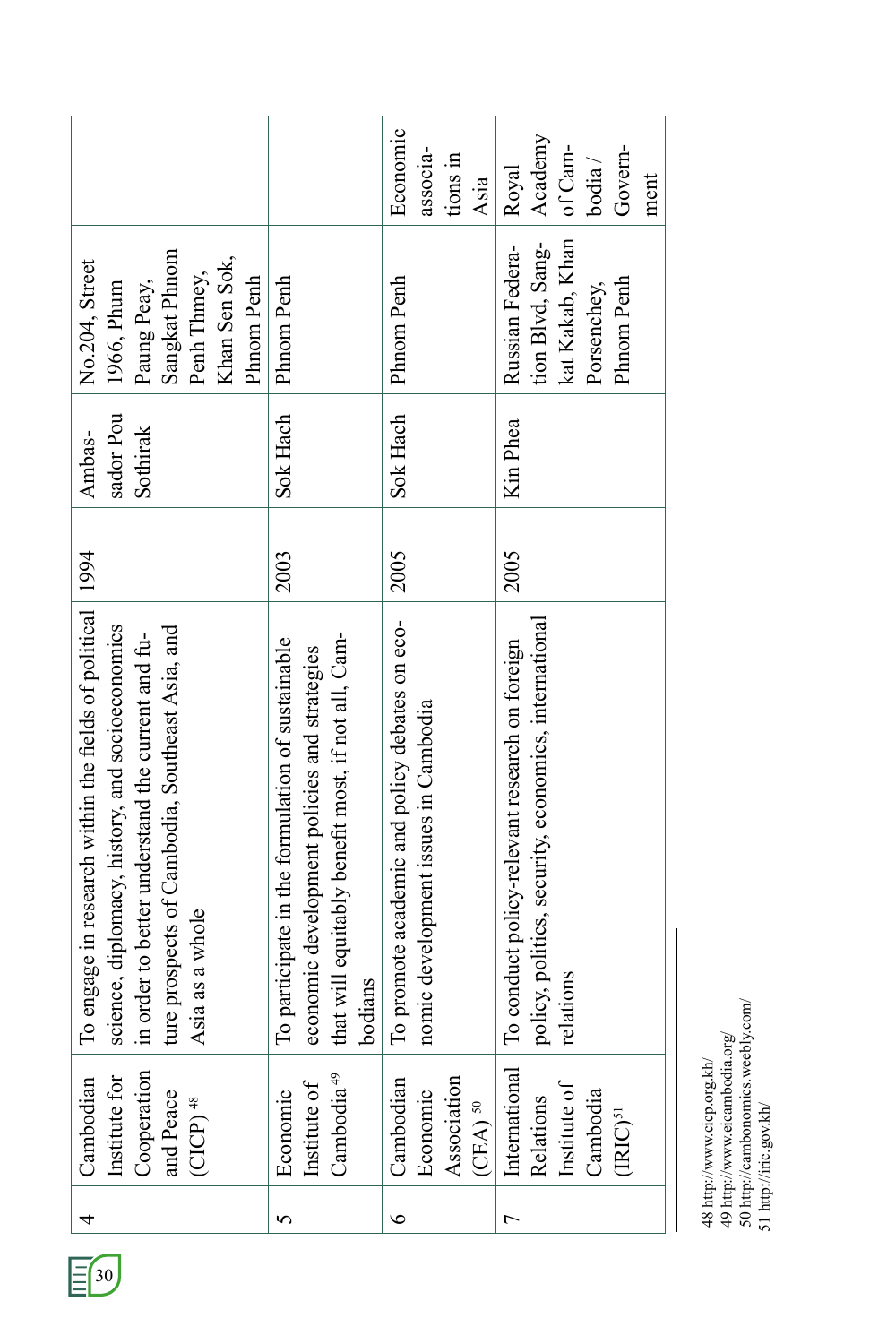| 4 | Cambodian Institute for Cooperation and Peace (CICP)[48] | To engage in research within the fields of political science, diplomacy, history, and socioeconomics in order to better understand the current and future prospects of Cambodia, Southeast Asia, and Asia as a whole | 1994 | Ambassador Pou Sothirak | No.204, Street 1966, Phum Paung Peay, Sangkat Phnom Penh Thmey, Khan Sen Sok, Phnom Penh | |
|---|---|---|---|---|---|---|
| 5 | Economic Institute of Cambodia[49] | To participate in the formulation of sustainable economic development policies and strategies that will equitably benefit most, if not all, Cambodians | 2003 | Sok Hach | Phnom Penh | |
| 6 | Cambodian Economic Association (CEA)[50] | To promote academic and policy debates on economic development issues in Cambodia | 2005 | Sok Hach | Phnom Penh | Economic associations in Asia |
| 7 | International Relations Institute of Cambodia (IRIC)[51] | To conduct policy-relevant research on foreign policy, politics, security, economics, international relations | 2005 | Kin Phea | Russian Federation Blvd, Sangkat Kakab, Khan Porsenchey, Phnom Penh | Royal Academy of Cambodia / Government |

48 http://www.cicp.org.kh/
49 http://www.eicambodia.org/
50 http://cambonomics.weebly.com/
51 http://iric.gov.kh/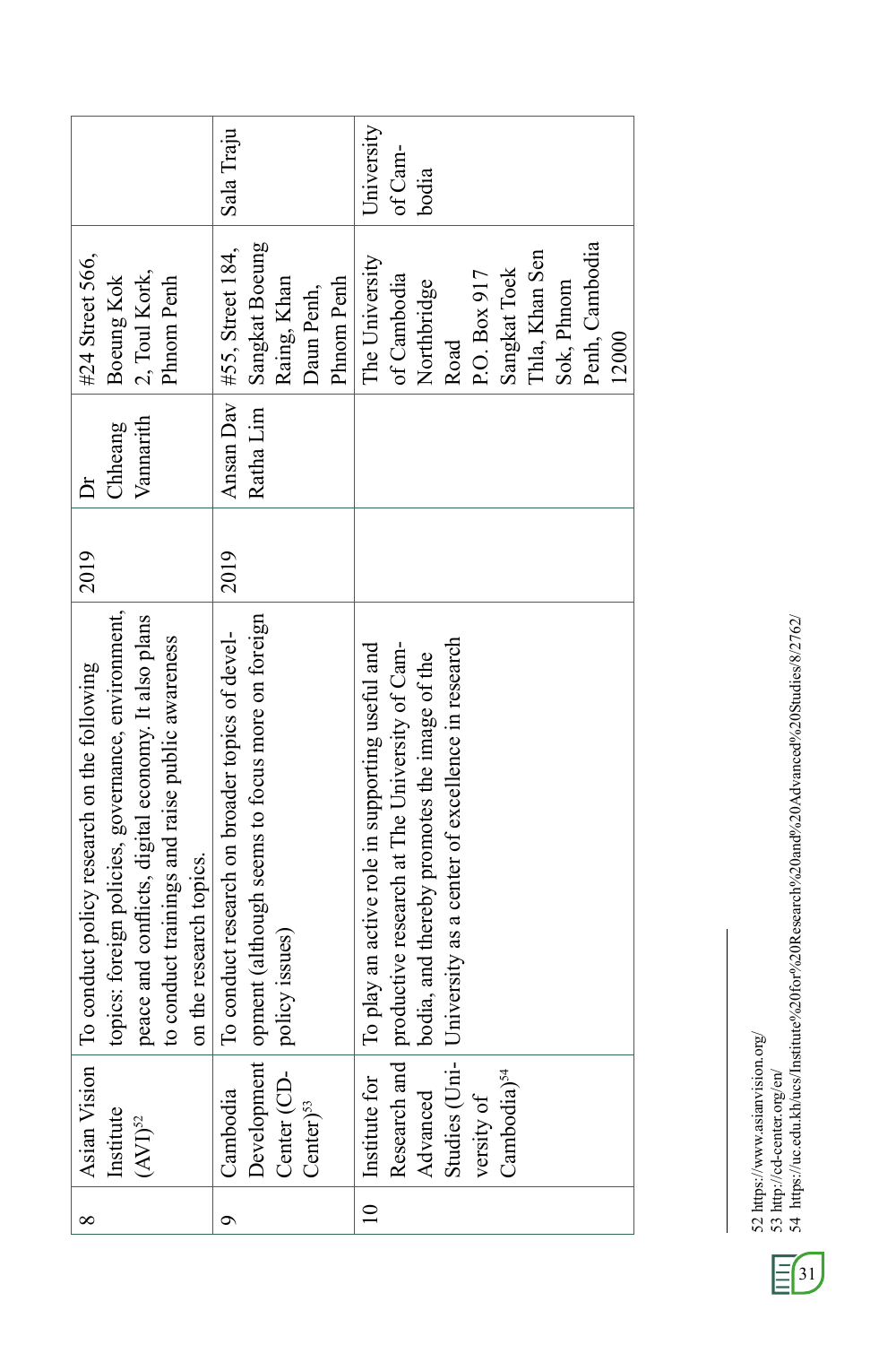| 8 | Asian Vision Institute (AVI)[52] | To conduct policy research on the following topics: foreign policies, governance, environment, peace and conflicts, digital economy. It also plans to conduct trainings and raise public awareness on the research topics. | 2019 | Dr Chheang Vannarith | #24 Street 566, Boeung Kok 2, Toul Kork, Phnom Penh | |
|---|---|---|---|---|---|---|
| 9 | Cambodia Development Center (CD-Center)[53] | To conduct research on broader topics of development (although seems to focus more on foreign policy issues) | 2019 | Ansan Dav Ratha Lim | #55, Street 184, Sangkat Boeung Raing, Khan Daun Penh, Phnom Penh | Sala Traju |
| 10 | Institute for Research and Advanced Studies (University of Cambodia)[54] | To play an active role in supporting useful and productive research at The University of Cambodia, and thereby promotes the image of the University as a center of excellence in research | | | The University of Cambodia Northbridge Road P.O. Box 917 Sangkat Toek Thla, Khan Sen Sok, Phnom Penh, Cambodia 12000 | University of Cambodia |

52 https://www.asianvision.org/
53 http://cd-center.org/en/
54 https://uc.edu.kh/ucs/Institute%20for%20Research%20and%20Advanced%20Studies/8/2762/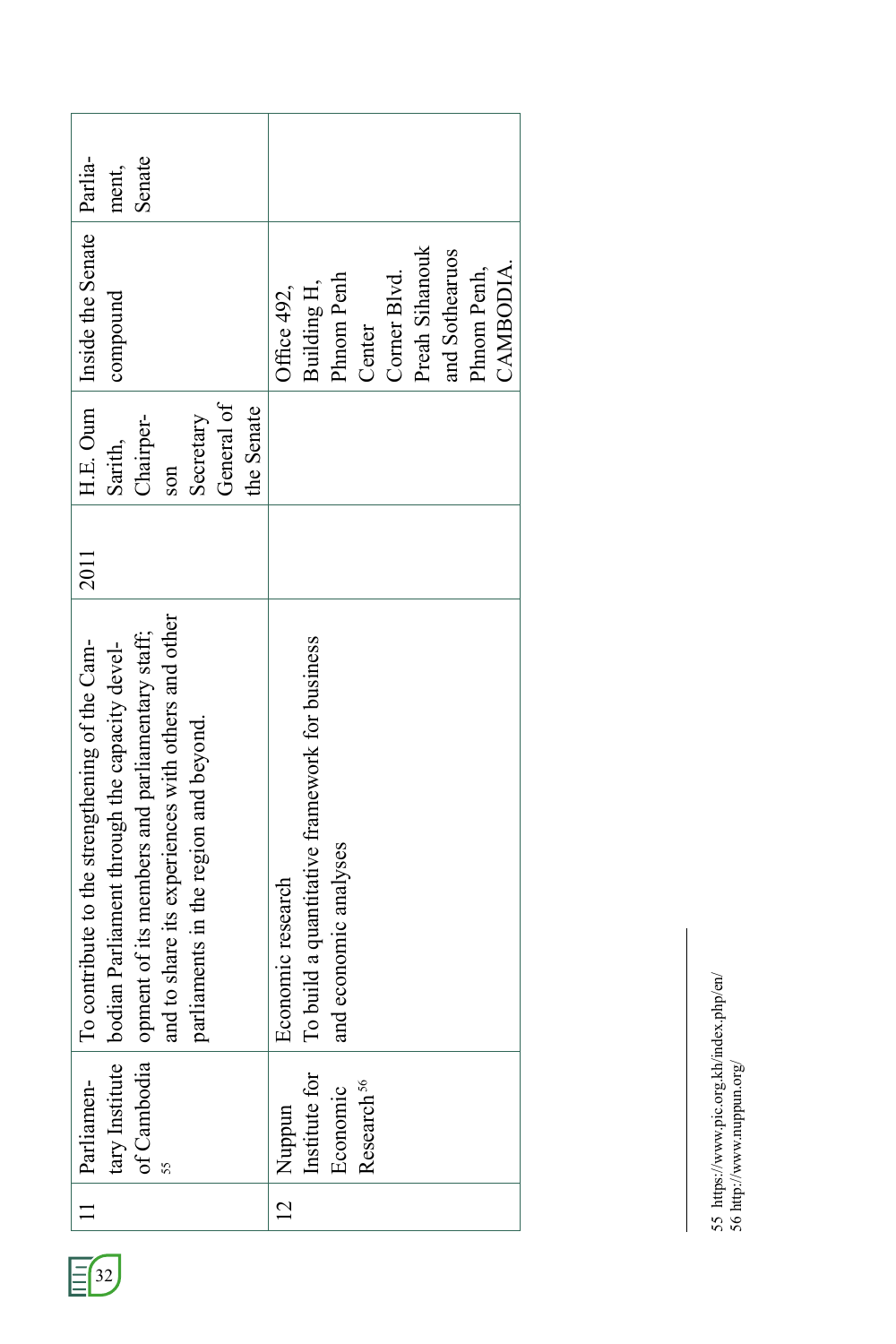| 11 | Parliamentary Institute of Cambodia[55] | To contribute to the strengthening of the Cambodian Parliament through the capacity development of its members and parliamentary staff; and to share its experiences with others and other parliaments in the region and beyond. | 2011 | H.E. Oum Sarith, Chairperson Secretary General of the Senate | Inside the Senate compound | Parliament, Senate |
|---|---|---|---|---|---|---|
| 12 | Nuppun Institute for Economic Research[56] | Economic research<br>To build a quantitative framework for business and economic analyses | | | Office 492, Building H, Phnom Penh Center Corner Blvd. Preah Sihanouk and Sothearuos Phnom Penh, CAMBODIA. | |

55 https://www.pic.org.kh/index.php/en/
56 http://www.nuppun.org/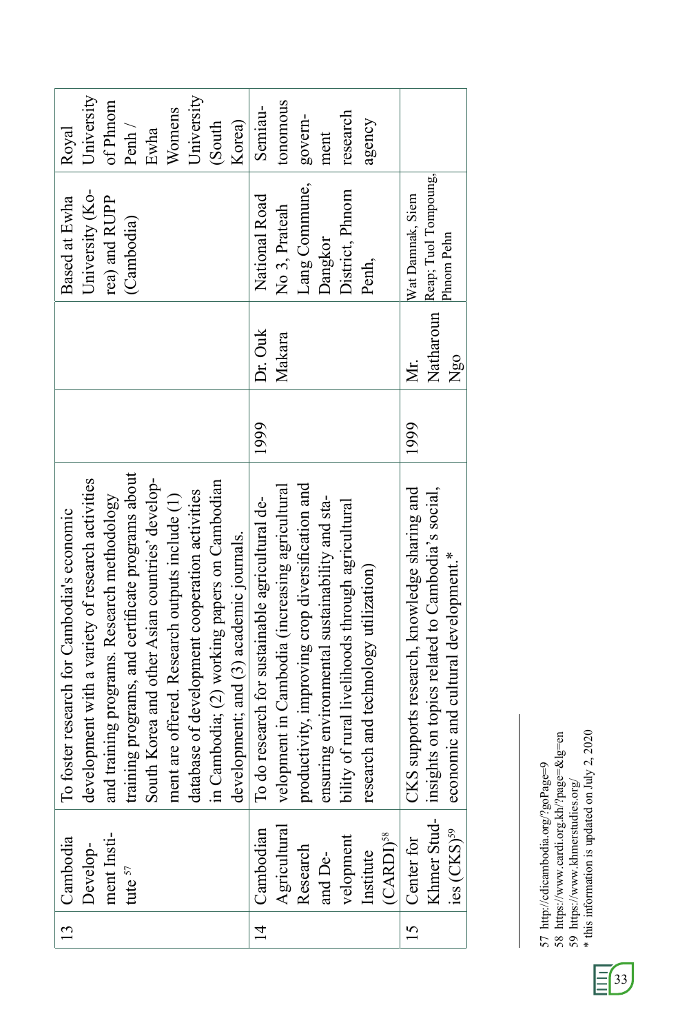| 13 | Cambodia Development Institute[57] | To foster research for Cambodia's economic development with a variety of research activities and training programs. Research methodology training programs, and certificate programs about South Korea and other Asian countries' development are offered. Research outputs include (1) database of development cooperation activities in Cambodia; (2) working papers on Cambodian development; and (3) academic journals. | | | Based at Ewha University (Korea) and RUPP (Cambodia) | Royal University of Phnom Penh / Ewha Womens University (South Korea) |
|---|---|---|---|---|---|---|
| 14 | Cambodian Agricultural Research and Development Institute (CARDI)[58] | To do research for sustainable agricultural development in Cambodia (increasing agricultural productivity, improving crop diversification and ensuring environmental sustainability and stability of rural livelihoods through agricultural research and technology utilization) | 1999 | Dr. Ouk Makara | National Road No 3, Prateah Lang Commune, Dangkor District, Phnom Penh, | Semiautonomous government research agency |
| 15 | Center for Khmer Studies (CKS)[59] | CKS supports research, knowledge sharing and insights on topics related to Cambodia's social, economic and cultural development.* | 1999 | Mr. Natharoun Ngo | Wat Damnak, Siem Reap; Tuol Tompoung, Phnom Pehn | |

57 http://cdicambodia.org/?goPage=9
58 https://www.cardi.org.kh/?page=&lg=en
59 https://www.khmerstudies.org/
* this information is updated on July 2, 2020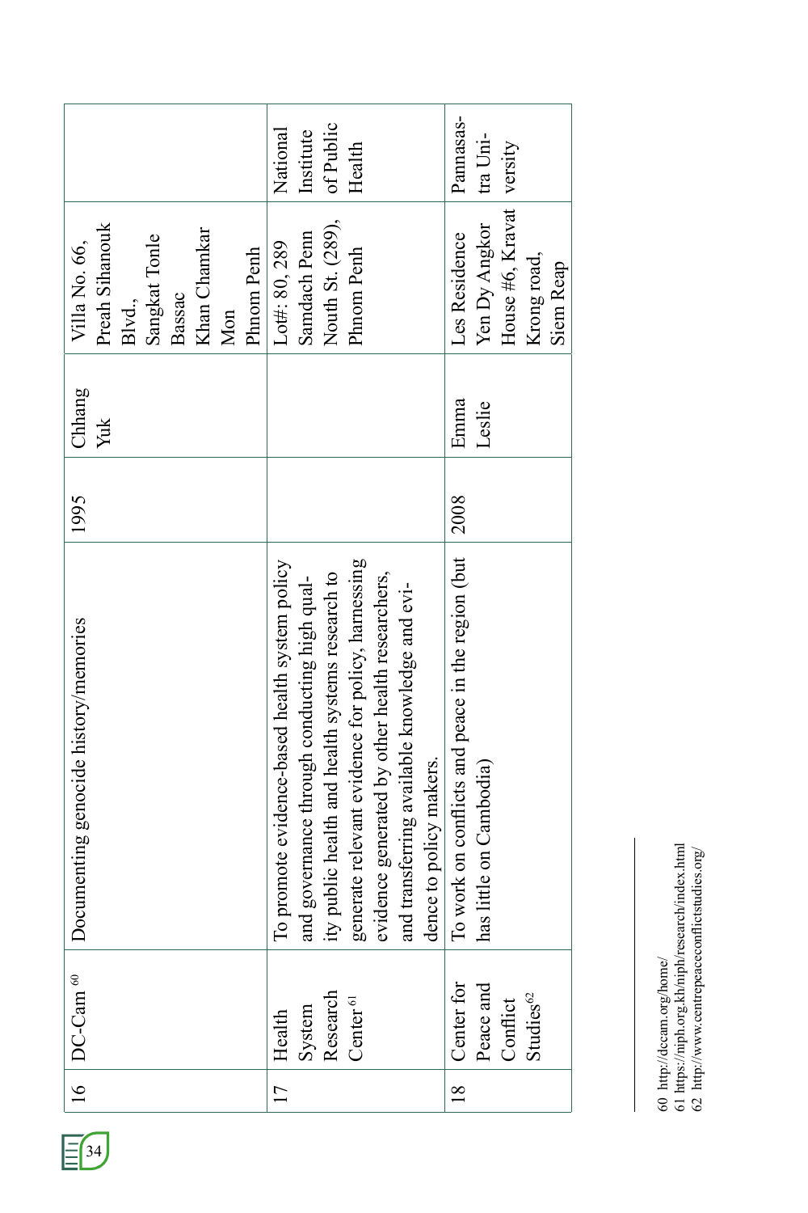| 16 | DC-Cam [60] | Documenting genocide history/memories | 1995 | Chhang Yuk | Villa No. 66, Preah Sihanouk Blvd., Sangkat Tonle Bassac Khan Chamkar Mon Phnom Penh | |
|---|---|---|---|---|---|---|
| 17 | Health System Research Center [61] | To promote evidence-based health system policy and governance through conducting high quality public health and health systems research to generate relevant evidence for policy, harnessing evidence generated by other health researchers, and transferring available knowledge and evidence to policy makers. | | | Lot#: 80, 289 Samdach Penn Nouth St. (289), Phnom Penh | National Institute of Public Health |
| 18 | Center for Peace and Conflict Studies[62] | To work on conflicts and peace in the region (but has little on Cambodia) | 2008 | Emma Leslie | Les Residence Yen Dy Angkor House #6, Kravat Krong road, Siem Reap | Pannasastra University |

60 http://dccam.org/home/
61 https://niph.org.kh/niph/research/index.html
62 http://www.centrepeaceconflictstudies.org/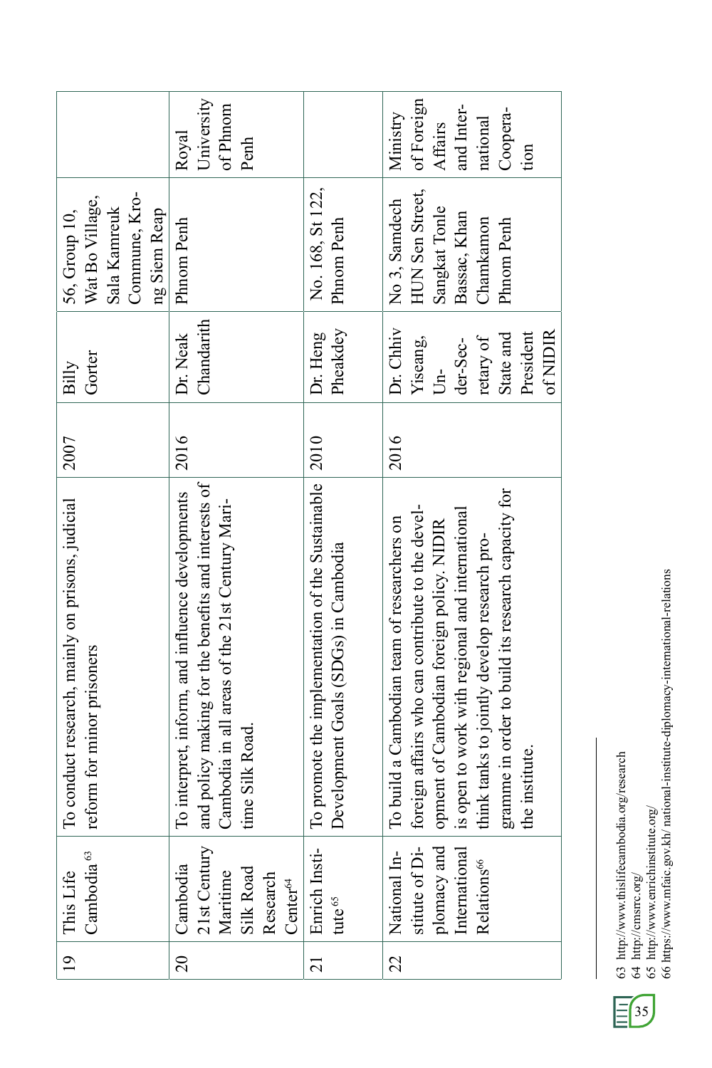| 19 | This Life Cambodia[63] | To conduct research, mainly on prisons, judicial reform for minor prisoners | 2007 | Billy Gorter | 56, Group 10, Wat Bo Village, Sala Kamreuk Commune, Krong Siem Reap | |
|---|---|---|---|---|---|---|
| 20 | Cambodia 21st Century Maritime Silk Road Research Center[64] | To interpret, inform, and influence developments and policy making for the benefits and interests of Cambodia in all areas of the 21st Century Maritime Silk Road. | 2016 | Dr. Neak Chandarith | Phnom Penh | Royal University of Phnom Penh |
| 21 | Enrich Institute[65] | To promote the implementation of the Sustainable Development Goals (SDGs) in Cambodia | 2010 | Dr. Heng Pheakdey | No. 168, St 122, Phnom Penh | |
| 22 | National Institute of Diplomacy and International Relations[66] | To build a Cambodian team of researchers on foreign affairs who can contribute to the development of Cambodian foreign policy. NIDIR is open to work with regional and international think tanks to jointly develop research programme in order to build its research capacity for the institute. | 2016 | Dr. Chhiv Yiseang, Under-Secretary of State and President of NIDIR | No 3, Samdech HUN Sen Street, Sangkat Tonle Bassac, Khan Chamkamon Phnom Penh | Ministry of Foreign Affairs and International Cooperation |

63 http://www.thislifecambodia.org/research
64 http://cmsrrc.org/
65 http://www.enrichinstitute.org/
66 https://www.mfaic.gov.kh/ national-institute-diplomacy-international-relations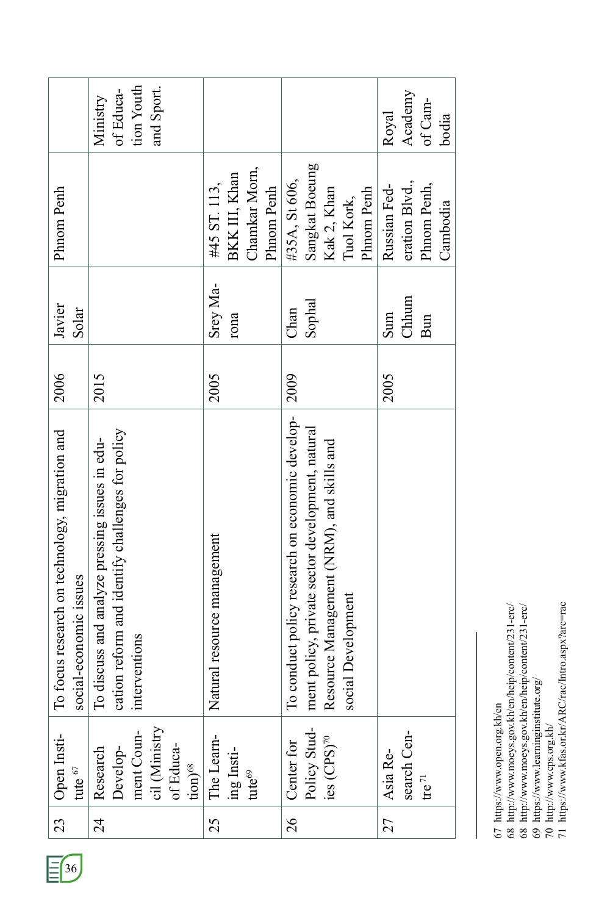| 23 | Open Institute [67] | To focus research on technology, migration and social-economic issues | 2006 | Javier Solar | Phnom Penh | |
|---|---|---|---|---|---|---|
| 24 | Research Development Council (Ministry of Education)[68] | To discuss and analyze pressing issues in education reform and identify challenges for policy interventions | 2015 | | | Ministry of Education Youth and Sport. |
| 25 | The Learning Institute[69] | Natural resource management | 2005 | Srey Marona | #45 ST. 113, BKK III, Khan Chamkar Morn, Phnom Penh | |
| 26 | Center for Policy Studies (CPS)[70] | To conduct policy research on economic development policy, private sector development, natural Resource Management (NRM), and skills and social Development | 2009 | Chan Sophal | #35A, St 606, Sangkat Boeung Kak 2, Khan Tuol Kork, Phnom Penh | |
| 27 | Asia Research Centre[71] | | 2005 | Sum Chhum Bun | Russian Federation Blvd., Phnom Penh, Cambodia | Royal Academy of Cambodia |

67 https://www.open.org.kh/en
68 http://www.moeys.gov.kh/en/heip/content/231-erc/
68 http://www.moeys.gov.kh/en/heip/content/231-erc/
69 https://www.learninginstitute.org/
70 http://www.cps.org.kh/
71 https://www.kfas.or.kr/ARC/rac/Intro.aspx?arc=rac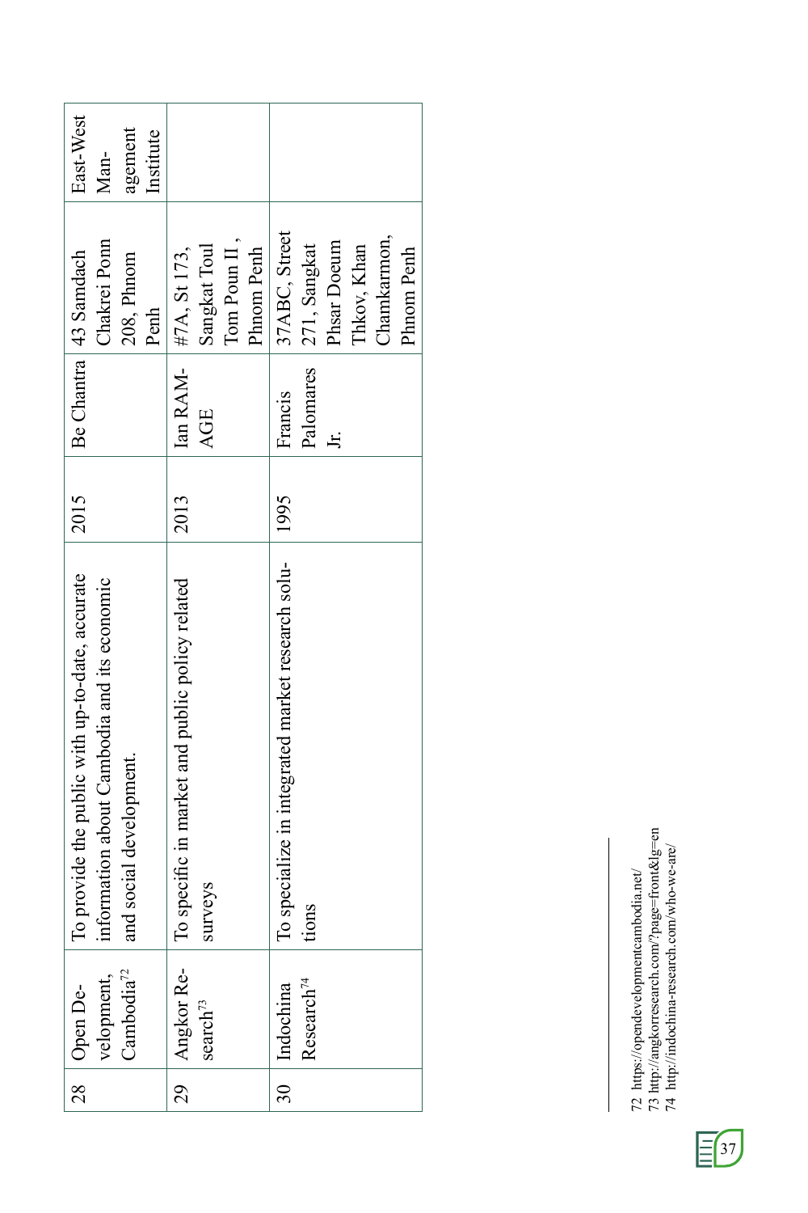| 28 | Open Development, Cambodia[72] | To provide the public with up-to-date, accurate information about Cambodia and its economic and social development. | 2015 | Be Chantra | 43 Samdach Chakrei Ponn 208, Phnom Penh | East-West Management Institute |
|---|---|---|---|---|---|---|
| 29 | Angkor Research[73] | To specific in market and public policy related surveys | 2013 | Ian RAMAGE | #7A, St 173, Sangkat Toul Tom Poun II , Phnom Penh | |
| 30 | Indochina Research[74] | To specialize in integrated market research solutions | 1995 | Francis Palomares Jr. | 37ABC, Street 271, Sangkat Phsar Doeum Thkov, Khan Chamkarmon, Phnom Penh | |

72 https://opendevelopmentcambodia.net/
73 http://angkorresearch.com/?page=front&lg=en
74 http://indochina-research.com/who-we-are/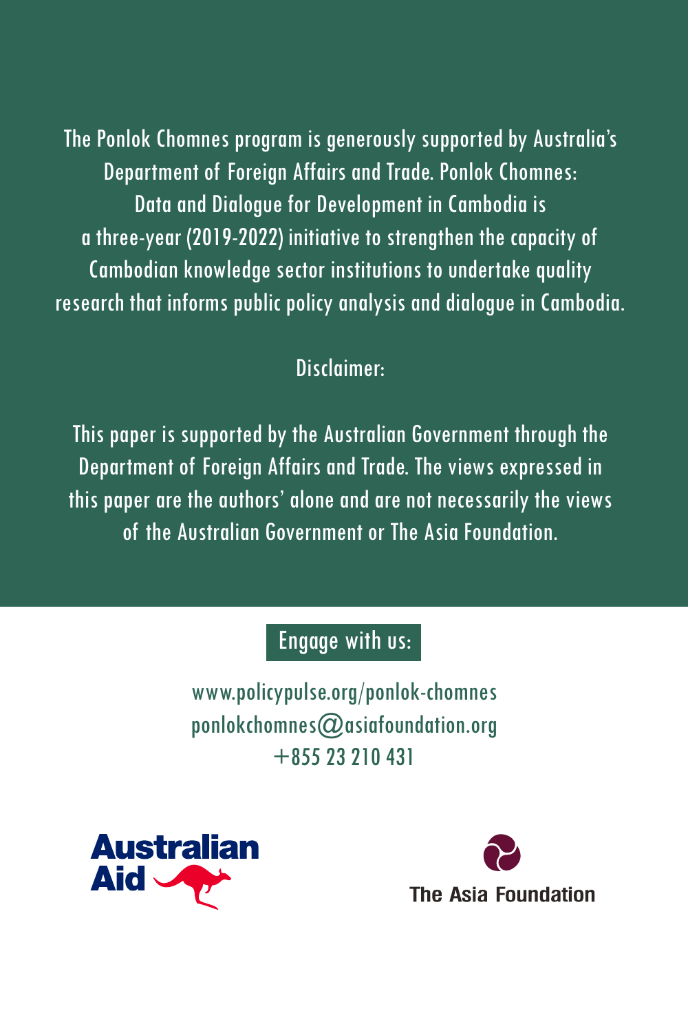The Ponlok Chomnes program is generously supported by Australia's Department of Foreign Affairs and Trade. Ponlok Chomnes: Data and Dialogue for Development in Cambodia is a three-year (2019-2022) initiative to strengthen the capacity of Cambodian knowledge sector institutions to undertake quality research that informs public policy analysis and dialogue in Cambodia.

Disclaimer:

This paper is supported by the Australian Government through the Department of Foreign Affairs and Trade. The views expressed in this paper are the authors' alone and are not necessarily the views of the Australian Government or The Asia Foundation.

Engage with us:

www.policypulse.org/ponlok-chomnes
ponlokchomnes@asiafoundation.org
+855 23 210 431

Australian Aid

The Asia Foundation